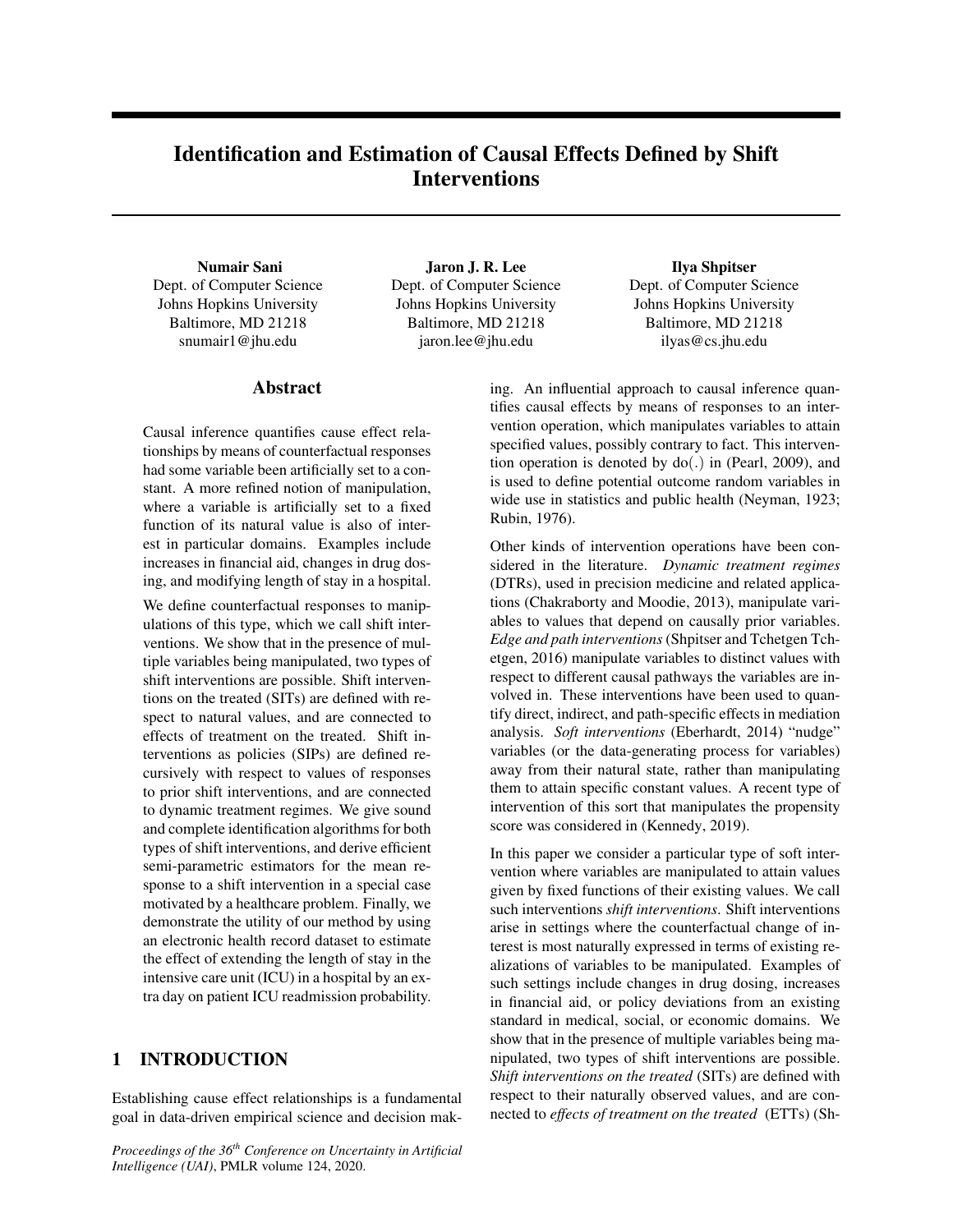# Identification and Estimation of Causal Effects Defined by Shift Interventions

**Numair Sani**
Dept. of Computer Science
Johns Hopkins University
Baltimore, MD 21218
snumair1@jhu.edu

**Jaron J. R. Lee**
Dept. of Computer Science
Johns Hopkins University
Baltimore, MD 21218
jaron.lee@jhu.edu

**Ilya Shpitser**
Dept. of Computer Science
Johns Hopkins University
Baltimore, MD 21218
ilyas@cs.jhu.edu

## Abstract

Causal inference quantifies cause effect relationships by means of counterfactual responses had some variable been artificially set to a constant. A more refined notion of manipulation, where a variable is artificially set to a fixed function of its natural value is also of interest in particular domains. Examples include increases in financial aid, changes in drug dosing, and modifying length of stay in a hospital.

We define counterfactual responses to manipulations of this type, which we call shift interventions. We show that in the presence of multiple variables being manipulated, two types of shift interventions are possible. Shift interventions on the treated (SITs) are defined with respect to natural values, and are connected to effects of treatment on the treated. Shift interventions as policies (SIPs) are defined recursively with respect to values of responses to prior shift interventions, and are connected to dynamic treatment regimes. We give sound and complete identification algorithms for both types of shift interventions, and derive efficient semi-parametric estimators for the mean response to a shift intervention in a special case motivated by a healthcare problem. Finally, we demonstrate the utility of our method by using an electronic health record dataset to estimate the effect of extending the length of stay in the intensive care unit (ICU) in a hospital by an extra day on patient ICU readmission probability.

## 1 INTRODUCTION

Establishing cause effect relationships is a fundamental goal in data-driven empirical science and decision making. An influential approach to causal inference quantifies causal effects by means of responses to an intervention operation, which manipulates variables to attain specified values, possibly contrary to fact. This intervention operation is denoted by do(.) in (Pearl, 2009), and is used to define potential outcome random variables in wide use in statistics and public health (Neyman, 1923; Rubin, 1976).

Other kinds of intervention operations have been considered in the literature. *Dynamic treatment regimes* (DTRs), used in precision medicine and related applications (Chakraborty and Moodie, 2013), manipulate variables to values that depend on causally prior variables. *Edge and path interventions* (Shpitser and Tchetgen Tchetgen, 2016) manipulate variables to distinct values with respect to different causal pathways the variables are involved in. These interventions have been used to quantify direct, indirect, and path-specific effects in mediation analysis. *Soft interventions* (Eberhardt, 2014) "nudge" variables (or the data-generating process for variables) away from their natural state, rather than manipulating them to attain specific constant values. A recent type of intervention of this sort that manipulates the propensity score was considered in (Kennedy, 2019).

In this paper we consider a particular type of soft intervention where variables are manipulated to attain values given by fixed functions of their existing values. We call such interventions *shift interventions*. Shift interventions arise in settings where the counterfactual change of interest is most naturally expressed in terms of existing realizations of variables to be manipulated. Examples of such settings include changes in drug dosing, increases in financial aid, or policy deviations from an existing standard in medical, social, or economic domains. We show that in the presence of multiple variables being manipulated, two types of shift interventions are possible. *Shift interventions on the treated* (SITs) are defined with respect to their naturally observed values, and are connected to *effects of treatment on the treated* (ETTs) (Sh-

*Proceedings of the 36th Conference on Uncertainty in Artificial Intelligence (UAI)*, PMLR volume 124, 2020.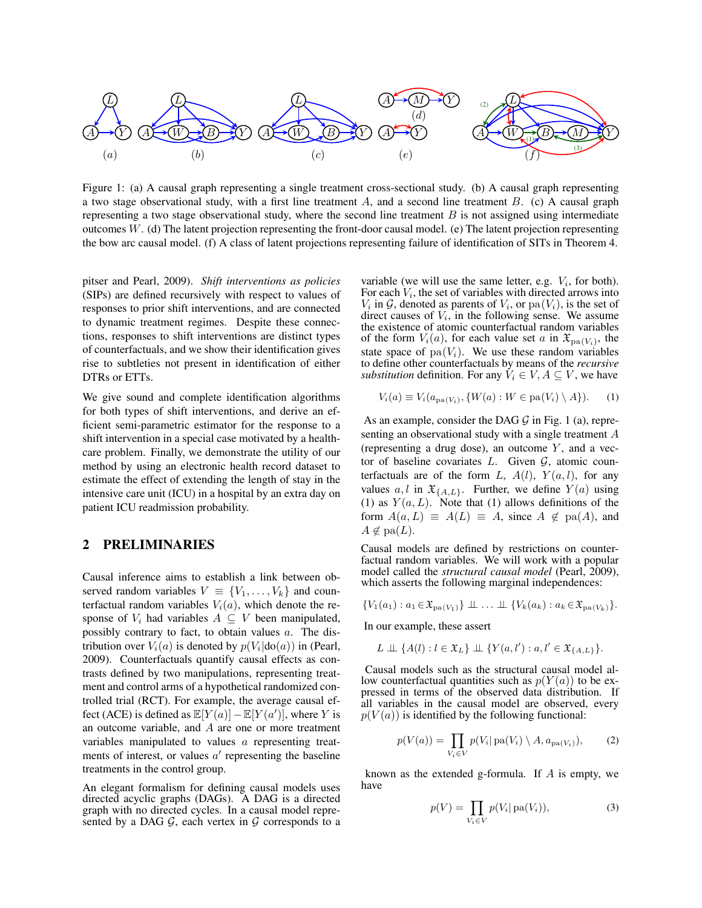Figure 1: (a) A causal graph representing a single treatment cross-sectional study. (b) A causal graph representing a two stage observational study, with a first line treatment $A$, and a second line treatment $B$. (c) A causal graph representing a two stage observational study, where the second line treatment $B$ is not assigned using intermediate outcomes $W$. (d) The latent projection representing the front-door causal model. (e) The latent projection representing the bow arc causal model. (f) A class of latent projections representing failure of identification of SITs in Theorem 4.

pitser and Pearl, 2009). *Shift interventions as policies* (SIPs) are defined recursively with respect to values of responses to prior shift interventions, and are connected to dynamic treatment regimes. Despite these connections, responses to shift interventions are distinct types of counterfactuals, and we show their identification gives rise to subtleties not present in identification of either DTRs or ETTs.

We give sound and complete identification algorithms for both types of shift interventions, and derive an efficient semi-parametric estimator for the response to a shift intervention in a special case motivated by a health-care problem. Finally, we demonstrate the utility of our method by using an electronic health record dataset to estimate the effect of extending the length of stay in the intensive care unit (ICU) in a hospital by an extra day on patient ICU readmission probability.

## 2 PRELIMINARIES

Causal inference aims to establish a link between observed random variables $V \equiv \{V_1, \ldots, V_k\}$ and counterfactual random variables $V_i(a)$, which denote the response of $V_i$ had variables $A \subseteq V$ been manipulated, possibly contrary to fact, to obtain values $a$. The distribution over $V_i(a)$ is denoted by $p(V_i|\text{do}(a))$ in (Pearl, 2009). Counterfactuals quantify causal effects as contrasts defined by two manipulations, representing treatment and control arms of a hypothetical randomized controlled trial (RCT). For example, the average causal effect (ACE) is defined as $\mathbb{E}[Y(a)] - \mathbb{E}[Y(a')]$, where $Y$ is an outcome variable, and $A$ are one or more treatment variables manipulated to values $a$ representing treatments of interest, or values $a'$ representing the baseline treatments in the control group.

An elegant formalism for defining causal models uses directed acyclic graphs (DAGs). A DAG is a directed graph with no directed cycles. In a causal model represented by a DAG $\mathcal{G}$, each vertex in $\mathcal{G}$ corresponds to a variable (we will use the same letter, e.g. $V_i$, for both). For each $V_i$, the set of variables with directed arrows into $V_i$ in $\mathcal{G}$, denoted as parents of $V_i$, or $\text{pa}(V_i)$, is the set of direct causes of $V_i$, in the following sense. We assume the existence of atomic counterfactual random variables of the form $V_i(a)$, for each value set $a$ in $\mathfrak{X}_{\text{pa}(V_i)}$, the state space of $\text{pa}(V_i)$. We use these random variables to define other counterfactuals by means of the *recursive substitution* definition. For any $V_i \in V, A \subseteq V$, we have

$$V_i(a) \equiv V_i(a_{\text{pa}(V_i)}, \{W(a) : W \in \text{pa}(V_i) \setminus A\}). \tag{1}$$

As an example, consider the DAG $\mathcal{G}$ in Fig. 1 (a), representing an observational study with a single treatment $A$ (representing a drug dose), an outcome $Y$, and a vector of baseline covariates $L$. Given $\mathcal{G}$, atomic counterfactuals are of the form $L$, $A(l)$, $Y(a, l)$, for any values $a, l$ in $\mathfrak{X}_{\{A,L\}}$. Further, we define $Y(a)$ using (1) as $Y(a, L)$. Note that (1) allows definitions of the form $A(a, L) \equiv A(L) \equiv A$, since $A \notin \text{pa}(A)$, and $A \notin \text{pa}(L)$.

Causal models are defined by restrictions on counterfactual random variables. We will work with a popular model called the *structural causal model* (Pearl, 2009), which asserts the following marginal independences:

$$\{V_1(a_1) : a_1 \in \mathfrak{X}_{\text{pa}(V_1)}\} \perp\!\!\!\perp \ldots \perp\!\!\!\perp \{V_k(a_k) : a_k \in \mathfrak{X}_{\text{pa}(V_k)}\}.$$

In our example, these assert

$$L \perp\!\!\!\perp \{A(l) : l \in \mathfrak{X}_L\} \perp\!\!\!\perp \{Y(a, l') : a, l' \in \mathfrak{X}_{\{A,L\}}\}.$$

Causal models such as the structural causal model allow counterfactual quantities such as $p(Y(a))$ to be expressed in terms of the observed data distribution. If all variables in the causal model are observed, every $p(V(a))$ is identified by the following functional:

$$p(V(a)) = \prod_{V_i \in V} p(V_i|\,\text{pa}(V_i) \setminus A, a_{\text{pa}(V_i)}), \tag{2}$$

known as the extended g-formula. If $A$ is empty, we have

$$p(V) = \prod_{V_i \in V} p(V_i|\,\text{pa}(V_i)), \tag{3}$$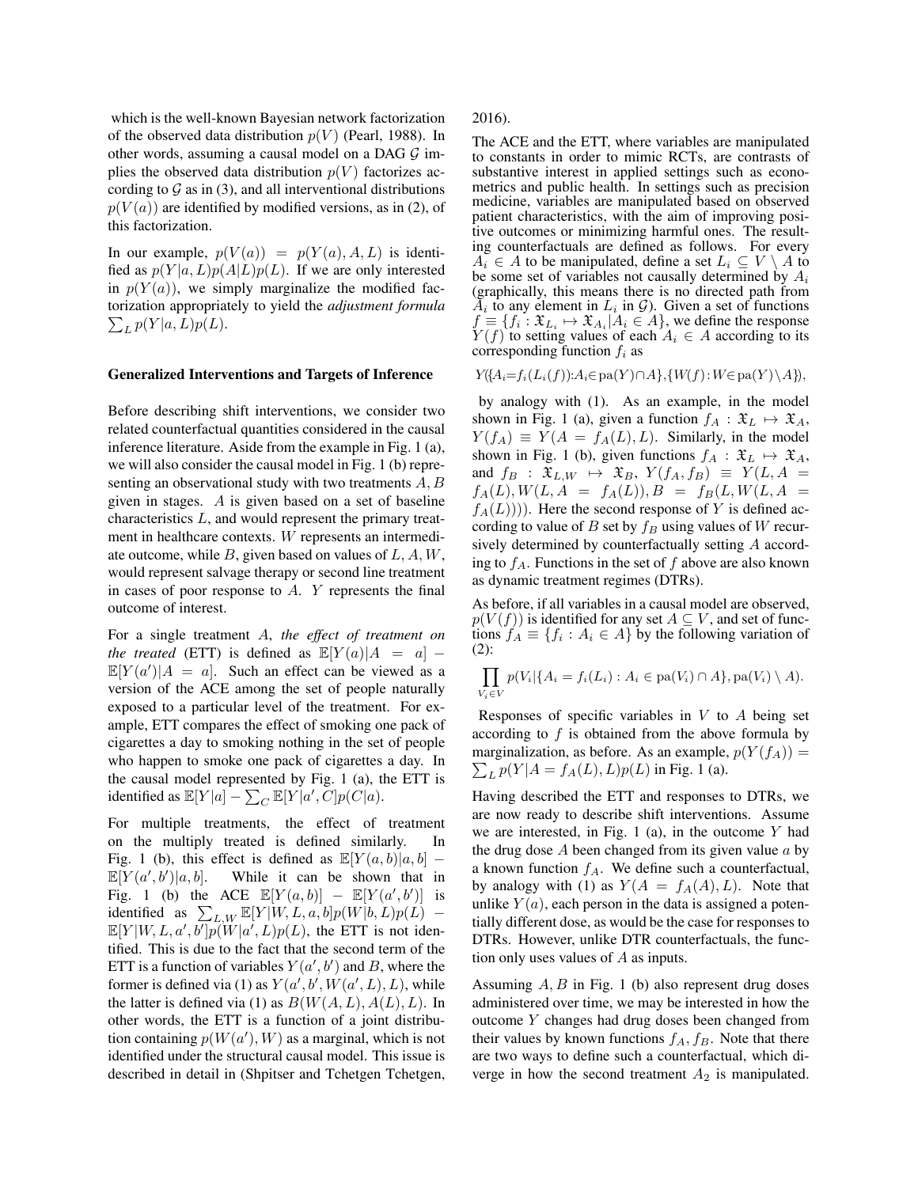which is the well-known Bayesian network factorization of the observed data distribution $p(V)$ (Pearl, 1988). In other words, assuming a causal model on a DAG $\mathcal{G}$ implies the observed data distribution $p(V)$ factorizes according to $\mathcal{G}$ as in (3), and all interventional distributions $p(V(a))$ are identified by modified versions, as in (2), of this factorization.

In our example, $p(V(a)) = p(Y(a), A, L)$ is identified as $p(Y|a, L)p(A|L)p(L)$. If we are only interested in $p(Y(a))$, we simply marginalize the modified factorization appropriately to yield the *adjustment formula* $\sum_L p(Y|a, L)p(L)$.

### Generalized Interventions and Targets of Inference

Before describing shift interventions, we consider two related counterfactual quantities considered in the causal inference literature. Aside from the example in Fig. 1 (a), we will also consider the causal model in Fig. 1 (b) representing an observational study with two treatments $A, B$ given in stages. $A$ is given based on a set of baseline characteristics $L$, and would represent the primary treatment in healthcare contexts. $W$ represents an intermediate outcome, while $B$, given based on values of $L, A, W$, would represent salvage therapy or second line treatment in cases of poor response to $A$. $Y$ represents the final outcome of interest.

For a single treatment $A$, *the effect of treatment on the treated* (ETT) is defined as $\mathbb{E}[Y(a)|A = a] - \mathbb{E}[Y(a')|A = a]$. Such an effect can be viewed as a version of the ACE among the set of people naturally exposed to a particular level of the treatment. For example, ETT compares the effect of smoking one pack of cigarettes a day to smoking nothing in the set of people who happen to smoke one pack of cigarettes a day. In the causal model represented by Fig. 1 (a), the ETT is identified as $\mathbb{E}[Y|a] - \sum_C \mathbb{E}[Y|a', C]p(C|a)$.

For multiple treatments, the effect of treatment on the multiply treated is defined similarly. In Fig. 1 (b), this effect is defined as $\mathbb{E}[Y(a, b)|a, b] - \mathbb{E}[Y(a', b')|a, b]$. While it can be shown that in Fig. 1 (b) the ACE $\mathbb{E}[Y(a, b)] - \mathbb{E}[Y(a', b')]$ is identified as $\sum_{L,W} \mathbb{E}[Y|W, L, a, b]p(W|b, L)p(L) - \mathbb{E}[Y|W, L, a', b']p(W|a', L)p(L)$, the ETT is not identified. This is due to the fact that the second term of the ETT is a function of variables $Y(a', b')$ and $B$, where the former is defined via (1) as $Y(a', b', W(a', L), L)$, while the latter is defined via (1) as $B(W(A, L), A(L), L)$. In other words, the ETT is a function of a joint distribution containing $p(W(a'), W)$ as a marginal, which is not identified under the structural causal model. This issue is described in detail in (Shpitser and Tchetgen Tchetgen, 2016).

The ACE and the ETT, where variables are manipulated to constants in order to mimic RCTs, are contrasts of substantive interest in applied settings such as econometrics and public health. In settings such as precision medicine, variables are manipulated based on observed patient characteristics, with the aim of improving positive outcomes or minimizing harmful ones. The resulting counterfactuals are defined as follows. For every $A_i \in A$ to be manipulated, define a set $L_i \subseteq V \setminus A$ to be some set of variables not causally determined by $A_i$ (graphically, this means there is no directed path from $A_i$ to any element in $L_i$ in $\mathcal{G}$). Given a set of functions $f \equiv \{f_i : \mathfrak{X}_{L_i} \mapsto \mathfrak{X}_{A_i} | A_i \in A\}$, we define the response $Y(f)$ to setting values of each $A_i \in A$ according to its corresponding function $f_i$ as

$$Y(\{A_i{=}f_i(L_i(f)){:}A_i{\in}\text{pa}(Y){\cap}A\},\{W(f){:}W{\in}\text{pa}(Y){\setminus}A\}),$$

by analogy with (1). As an example, in the model shown in Fig. 1 (a), given a function $f_A : \mathfrak{X}_L \mapsto \mathfrak{X}_A$, $Y(f_A) \equiv Y(A = f_A(L), L)$. Similarly, in the model shown in Fig. 1 (b), given functions $f_A : \mathfrak{X}_L \mapsto \mathfrak{X}_A$, and $f_B : \mathfrak{X}_{L,W} \mapsto \mathfrak{X}_B$, $Y(f_A, f_B) \equiv Y(L, A = f_A(L), W(L, A = f_A(L)), B = f_B(L, W(L, A = f_A(L))))$. Here the second response of $Y$ is defined according to value of $B$ set by $f_B$ using values of $W$ recursively determined by counterfactually setting $A$ according to $f_A$. Functions in the set of $f$ above are also known as dynamic treatment regimes (DTRs).

As before, if all variables in a causal model are observed, $p(V(f))$ is identified for any set $A \subseteq V$, and set of functions $f_A \equiv \{f_i : A_i \in A\}$ by the following variation of (2):

$$\prod_{V_i \in V} p(V_i|\{A_i = f_i(L_i) : A_i \in \text{pa}(V_i) \cap A\}, \text{pa}(V_i) \setminus A).$$

Responses of specific variables in $V$ to $A$ being set according to $f$ is obtained from the above formula by marginalization, as before. As an example, $p(Y(f_A)) = \sum_L p(Y|A = f_A(L), L)p(L)$ in Fig. 1 (a).

Having described the ETT and responses to DTRs, we are now ready to describe shift interventions. Assume we are interested, in Fig. 1 (a), in the outcome $Y$ had the drug dose $A$ been changed from its given value $a$ by a known function $f_A$. We define such a counterfactual, by analogy with (1) as $Y(A = f_A(A), L)$. Note that unlike $Y(a)$, each person in the data is assigned a potentially different dose, as would be the case for responses to DTRs. However, unlike DTR counterfactuals, the function only uses values of $A$ as inputs.

Assuming $A, B$ in Fig. 1 (b) also represent drug doses administered over time, we may be interested in how the outcome $Y$ changes had drug doses been changed from their values by known functions $f_A, f_B$. Note that there are two ways to define such a counterfactual, which diverge in how the second treatment $A_2$ is manipulated.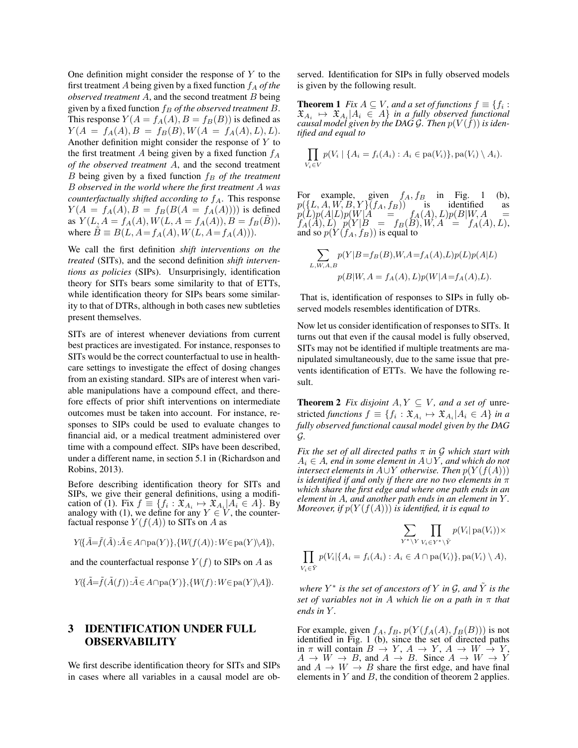One definition might consider the response of $Y$ to the first treatment $A$ being given by a fixed function $f_A$ *of the observed treatment* $A$, and the second treatment $B$ being given by a fixed function $f_B$ *of the observed treatment* $B$. This response $Y(A = f_A(A), B = f_B(B))$ is defined as $Y(A = f_A(A), B = f_B(B), W(A = f_A(A), L), L)$. Another definition might consider the response of $Y$ to the first treatment $A$ being given by a fixed function $f_A$ *of the observed treatment* $A$, and the second treatment $B$ being given by a fixed function $f_B$ *of the treatment* $B$ *observed in the world where the first treatment* $A$ *was counterfactually shifted according to* $f_A$. This response $Y(A = f_A(A), B = f_B(B(A = f_A(A))))$ is defined as $Y(L, A = f_A(A), W(L, A = f_A(A)), B = f_B(\tilde{B}))$, where $\tilde{B} \equiv B(L, A{=}f_A(A), W(L, A{=}f_A(A)))$.

We call the first definition *shift interventions on the treated* (SITs), and the second definition *shift interventions as policies* (SIPs). Unsurprisingly, identification theory for SITs bears some similarity to that of ETTs, while identification theory for SIPs bears some similarity to that of DTRs, although in both cases new subtleties present themselves.

SITs are of interest whenever deviations from current best practices are investigated. For instance, responses to SITs would be the correct counterfactual to use in healthcare settings to investigate the effect of dosing changes from an existing standard. SIPs are of interest when variable manipulations have a compound effect, and therefore effects of prior shift interventions on intermediate outcomes must be taken into account. For instance, responses to SIPs could be used to evaluate changes to financial aid, or a medical treatment administered over time with a compound effect. SIPs have been described, under a different name, in section 5.1 in (Richardson and Robins, 2013).

Before describing identification theory for SITs and SIPs, we give their general definitions, using a modification of (1). Fix $f \equiv \{f_i : \mathfrak{X}_{A_i} \mapsto \mathfrak{X}_{A_i} | A_i \in A\}$. By analogy with (1), we define for any $Y \in V$, the counterfactual response $Y(f(A))$ to SITs on $A$ as

$$Y(\{\tilde{A}{=}\tilde{f}(\tilde{A}){:}\tilde{A}{\in}A{\cap}\text{pa}(Y)\},\{W(f(A)){:}W{\in}\text{pa}(Y){\setminus}A\}),$$

and the counterfactual response $Y(f)$ to SIPs on $A$ as

$$Y(\{\tilde{A}{=}\tilde{f}(\tilde{A}(f)){:}\tilde{A}{\in}A{\cap}\text{pa}(Y)\},\{W(f){:}W{\in}\text{pa}(Y){\setminus}A\}).$$

# 3 IDENTIFICATION UNDER FULL OBSERVABILITY

We first describe identification theory for SITs and SIPs in cases where all variables in a causal model are observed. Identification for SIPs in fully observed models is given by the following result.

**Theorem 1** *Fix $A \subseteq V$, and a set of functions $f \equiv \{f_i : \mathfrak{X}_{A_i} \mapsto \mathfrak{X}_{A_i} | A_i \in A\}$ in a fully observed functional causal model given by the DAG $\mathcal{G}$. Then $p(V(f))$ is identified and equal to*

$$\prod_{V_i \in V} p(V_i \mid \{A_i = f_i(A_i) : A_i \in \text{pa}(V_i)\}, \text{pa}(V_i) \setminus A_i).$$

For example, given $f_A, f_B$ in Fig. 1 (b), $p(\{L, A, W, B, Y\}(f_A, f_B))$ is identified as $p(L)p(A|L)p(W|A = f_A(A), L)p(B|W, A = f_A(A), L)\ p(Y|B = f_B(B), W, A = f_A(A), L)$, and so $p(Y(f_A, f_B))$ is equal to

$$\sum_{L,W,A,B} p(Y|B{=}f_B(B),W,A{=}f_A(A),L)p(L)p(A|L)$$
$$p(B|W, A = f_A(A), L)p(W|A{=}f_A(A),L).$$

That is, identification of responses to SIPs in fully observed models resembles identification of DTRs.

Now let us consider identification of responses to SITs. It turns out that even if the causal model is fully observed, SITs may not be identified if multiple treatments are manipulated simultaneously, due to the same issue that prevents identification of ETTs. We have the following result.

**Theorem 2** *Fix disjoint $A, Y \subseteq V$, and a set of* unrestricted *functions $f \equiv \{f_i : \mathfrak{X}_{A_i} \mapsto \mathfrak{X}_{A_i} | A_i \in A\}$ in a fully observed functional causal model given by the DAG $\mathcal{G}$.*

*Fix the set of all directed paths $\pi$ in $\mathcal{G}$ which start with $A_i \in A$, end in some element in $A \cup Y$, and which do not intersect elements in $A \cup Y$ otherwise. Then $p(Y(f(A)))$ is identified if and only if there are no two elements in $\pi$ which share the first edge and where one path ends in an element in $A$, and another path ends in an element in $Y$. Moreover, if $p(Y(f(A)))$ is identified, it is equal to*

$$\sum_{Y^* \setminus Y} \prod_{V_i \in Y^* \setminus \tilde{Y}} p(V_i | \text{pa}(V_i)) \times$$
$$\prod_{V_i \in \tilde{Y}} p(V_i | \{A_i = f_i(A_i) : A_i \in A \cap \text{pa}(V_i)\}, \text{pa}(V_i) \setminus A),$$

*where $Y^*$ is the set of ancestors of $Y$ in $\mathcal{G}$, and $\tilde{Y}$ is the set of variables not in $A$ which lie on a path in $\pi$ that ends in $Y$.*

For example, given $f_A$, $f_B$, $p(Y(f_A(A), f_B(B)))$ is not identified in Fig. 1 (b), since the set of directed paths in $\pi$ will contain $B \to Y$, $A \to Y$, $A \to W \to Y$, $A \to W \to B$, and $A \to B$. Since $A \to W \to Y$ and $A \to W \to B$ share the first edge, and have final elements in $Y$ and $B$, the condition of theorem 2 applies.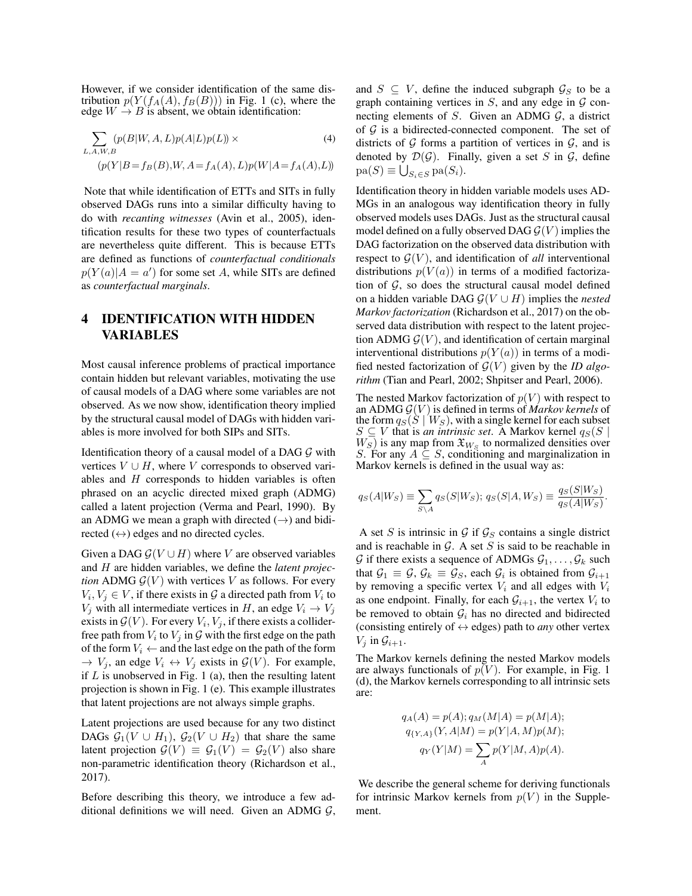However, if we consider identification of the same distribution $p(Y(f_A(A), f_B(B)))$ in Fig. 1 (c), where the edge $W \to B$ is absent, we obtain identification:

$$\sum_{L,A,W,B} (p(B|W,A,L)p(A|L)p(L)) \times \tag{4}$$
$$(p(Y|B=f_B(B),W,A=f_A(A),L)p(W|A=f_A(A),L))$$

Note that while identification of ETTs and SITs in fully observed DAGs runs into a similar difficulty having to do with *recanting witnesses* (Avin et al., 2005), identification results for these two types of counterfactuals are nevertheless quite different. This is because ETTs are defined as functions of *counterfactual conditionals* $p(Y(a)|A = a')$ for some set $A$, while SITs are defined as *counterfactual marginals*.

# 4 IDENTIFICATION WITH HIDDEN VARIABLES

Most causal inference problems of practical importance contain hidden but relevant variables, motivating the use of causal models of a DAG where some variables are not observed. As we now show, identification theory implied by the structural causal model of DAGs with hidden variables is more involved for both SIPs and SITs.

Identification theory of a causal model of a DAG $\mathcal{G}$ with vertices $V \cup H$, where $V$ corresponds to observed variables and $H$ corresponds to hidden variables is often phrased on an acyclic directed mixed graph (ADMG) called a latent projection (Verma and Pearl, 1990). By an ADMG we mean a graph with directed ($\to$) and bidirected ($\leftrightarrow$) edges and no directed cycles.

Given a DAG $\mathcal{G}(V \cup H)$ where $V$ are observed variables and $H$ are hidden variables, we define the *latent projection* ADMG $\mathcal{G}(V)$ with vertices $V$ as follows. For every $V_i, V_j \in V$, if there exists in $\mathcal{G}$ a directed path from $V_i$ to $V_j$ with all intermediate vertices in $H$, an edge $V_i \to V_j$ exists in $\mathcal{G}(V)$. For every $V_i, V_j$, if there exists a collider-free path from $V_i$ to $V_j$ in $\mathcal{G}$ with the first edge on the path of the form $V_i \leftarrow$ and the last edge on the path of the form $\to V_j$, an edge $V_i \leftrightarrow V_j$ exists in $\mathcal{G}(V)$. For example, if $L$ is unobserved in Fig. 1 (a), then the resulting latent projection is shown in Fig. 1 (e). This example illustrates that latent projections are not always simple graphs.

Latent projections are used because for any two distinct DAGs $\mathcal{G}_1(V \cup H_1)$, $\mathcal{G}_2(V \cup H_2)$ that share the same latent projection $\mathcal{G}(V) \equiv \mathcal{G}_1(V) = \mathcal{G}_2(V)$ also share non-parametric identification theory (Richardson et al., 2017).

Before describing this theory, we introduce a few additional definitions we will need. Given an ADMG $\mathcal{G}$, and $S \subseteq V$, define the induced subgraph $\mathcal{G}_S$ to be a graph containing vertices in $S$, and any edge in $\mathcal{G}$ connecting elements of $S$. Given an ADMG $\mathcal{G}$, a district of $\mathcal{G}$ is a bidirected-connected component. The set of districts of $\mathcal{G}$ forms a partition of vertices in $\mathcal{G}$, and is denoted by $\mathcal{D}(\mathcal{G})$. Finally, given a set $S$ in $\mathcal{G}$, define $\text{pa}(S) \equiv \bigcup_{S_i \in S} \text{pa}(S_i)$.

Identification theory in hidden variable models uses ADMGs in an analogous way identification theory in fully observed models uses DAGs. Just as the structural causal model defined on a fully observed DAG $\mathcal{G}(V)$ implies the DAG factorization on the observed data distribution with respect to $\mathcal{G}(V)$, and identification of *all* interventional distributions $p(V(a))$ in terms of a modified factorization of $\mathcal{G}$, so does the structural causal model defined on a hidden variable DAG $\mathcal{G}(V \cup H)$ implies the *nested Markov factorization* (Richardson et al., 2017) on the observed data distribution with respect to the latent projection ADMG $\mathcal{G}(V)$, and identification of certain marginal interventional distributions $p(Y(a))$ in terms of a modified nested factorization of $\mathcal{G}(V)$ given by the *ID algorithm* (Tian and Pearl, 2002; Shpitser and Pearl, 2006).

The nested Markov factorization of $p(V)$ with respect to an ADMG $\mathcal{G}(V)$ is defined in terms of *Markov kernels* of the form $q_S(S \mid W_S)$, with a single kernel for each subset $S \subseteq V$ that is *an intrinsic set*. A Markov kernel $q_S(S \mid W_S)$ is any map from $\mathfrak{X}_{W_S}$ to normalized densities over $S$. For any $A \subseteq S$, conditioning and marginalization in Markov kernels is defined in the usual way as:

$$q_S(A|W_S) \equiv \sum_{S \setminus A} q_S(S|W_S);\; q_S(S|A,W_S) \equiv \frac{q_S(S|W_S)}{q_S(A|W_S)}.$$

A set $S$ is intrinsic in $\mathcal{G}$ if $\mathcal{G}_S$ contains a single district and is reachable in $\mathcal{G}$. A set $S$ is said to be reachable in $\mathcal{G}$ if there exists a sequence of ADMGs $\mathcal{G}_1, \ldots, \mathcal{G}_k$ such that $\mathcal{G}_1 \equiv \mathcal{G}$, $\mathcal{G}_k \equiv \mathcal{G}_S$, each $\mathcal{G}_i$ is obtained from $\mathcal{G}_{i+1}$ by removing a specific vertex $V_i$ and all edges with $V_i$ as one endpoint. Finally, for each $\mathcal{G}_{i+1}$, the vertex $V_i$ to be removed to obtain $\mathcal{G}_i$ has no directed and bidirected (consisting entirely of $\leftrightarrow$ edges) path to *any* other vertex $V_j$ in $\mathcal{G}_{i+1}$.

The Markov kernels defining the nested Markov models are always functionals of $p(V)$. For example, in Fig. 1 (d), the Markov kernels corresponding to all intrinsic sets are:

$$q_A(A) = p(A); q_M(M|A) = p(M|A);$$
$$q_{\{Y,A\}}(Y,A|M) = p(Y|A,M)p(M);$$
$$q_Y(Y|M) = \sum_A p(Y|M,A)p(A).$$

We describe the general scheme for deriving functionals for intrinsic Markov kernels from $p(V)$ in the Supplement.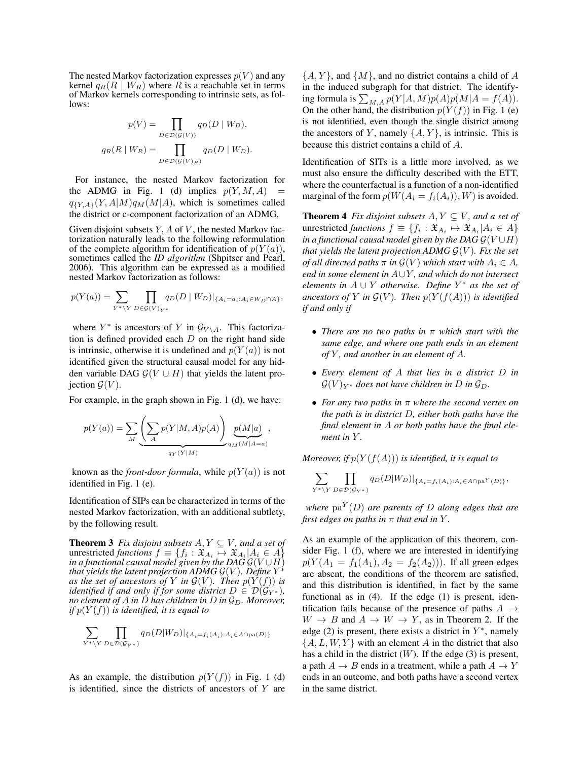The nested Markov factorization expresses $p(V)$ and any kernel $q_R(R \mid W_R)$ where $R$ is a reachable set in terms of Markov kernels corresponding to intrinsic sets, as follows:

$$p(V) = \prod_{D \in \mathcal{D}(\mathcal{G}(V))} q_D(D \mid W_D),$$

$$q_R(R \mid W_R) = \prod_{D \in \mathcal{D}(\mathcal{G}(V)_R)} q_D(D \mid W_D).$$

For instance, the nested Markov factorization for the ADMG in Fig. 1 (d) implies $p(Y, M, A) = q_{\{Y,A\}}(Y, A|M) q_M(M|A)$, which is sometimes called the district or c-component factorization of an ADMG.

Given disjoint subsets $Y, A$ of $V$, the nested Markov factorization naturally leads to the following reformulation of the complete algorithm for identification of $p(Y(a))$, sometimes called the *ID algorithm* (Shpitser and Pearl, 2006). This algorithm can be expressed as a modified nested Markov factorization as follows:

$$p(Y(a)) = \sum_{Y^* \setminus Y} \prod_{D \in \mathcal{G}(V)_{Y^*}} q_D(D \mid W_D)|_{\{A_i = a_i : A_i \in W_D \cap A\}},$$

where $Y^*$ is ancestors of $Y$ in $\mathcal{G}_{V \setminus A}$. This factorization is defined provided each $D$ on the right hand side is intrinsic, otherwise it is undefined and $p(Y(a))$ is not identified given the structural causal model for any hidden variable DAG $\mathcal{G}(V \cup H)$ that yields the latent projection $\mathcal{G}(V)$.

For example, in the graph shown in Fig. 1 (d), we have:

$$p(Y(a)) = \underbrace{\sum_M \left( \sum_A p(Y|M, A) p(A) \right)}_{q_Y(Y|M)} \underbrace{p(M|a)}_{q_M(M|A=a)},$$

known as the *front-door formula*, while $p(Y(a))$ is not identified in Fig. 1 (e).

Identification of SIPs can be characterized in terms of the nested Markov factorization, with an additional subtlety, by the following result.

**Theorem 3** *Fix disjoint subsets $A, Y \subseteq V$, and a set of* unrestricted *functions $f \equiv \{f_i : \mathfrak{X}_{A_i} \mapsto \mathfrak{X}_{A_i} | A_i \in A\}$ in a functional causal model given by the DAG $\mathcal{G}(V \cup H)$ that yields the latent projection ADMG $\mathcal{G}(V)$. Define $Y^*$ as the set of ancestors of $Y$ in $\mathcal{G}(V)$. Then $p(Y(f))$ is identified if and only if for some district $D \in \mathcal{D}(\mathcal{G}_{Y^*})$, no element of $A$ in $D$ has children in $D$ in $\mathcal{G}_D$. Moreover, if $p(Y(f))$ is identified, it is equal to*

$$\sum_{Y^* \setminus Y} \prod_{D \in \mathcal{D}(\mathcal{G}_{Y^*})} q_D(D|W_D)|_{\{A_i = f_i(A_i) : A_i \in A \cap \text{pa}(D)\}}$$

As an example, the distribution $p(Y(f))$ in Fig. 1 (d) is identified, since the districts of ancestors of $Y$ are $\{A, Y\}$, and $\{M\}$, and no district contains a child of $A$ in the induced subgraph for that district. The identifying formula is $\sum_{M,A} p(Y|A, M) p(A) p(M|A = f(A))$. On the other hand, the distribution $p(Y(f))$ in Fig. 1 (e) is not identified, even though the single district among the ancestors of $Y$, namely $\{A, Y\}$, is intrinsic. This is because this district contains a child of $A$.

Identification of SITs is a little more involved, as we must also ensure the difficulty described with the ETT, where the counterfactual is a function of a non-identified marginal of the form $p(W(A_i = f_i(A_i)), W)$ is avoided.

**Theorem 4** *Fix disjoint subsets $A, Y \subseteq V$, and a set of* unrestricted *functions $f \equiv \{f_i : \mathfrak{X}_{A_i} \mapsto \mathfrak{X}_{A_i} | A_i \in A\}$ in a functional causal model given by the DAG $\mathcal{G}(V \cup H)$ that yields the latent projection ADMG $\mathcal{G}(V)$. Fix the set of all directed paths $\pi$ in $\mathcal{G}(V)$ which start with $A_i \in A$, end in some element in $A \cup Y$, and which do not intersect elements in $A \cup Y$ otherwise. Define $Y^*$ as the set of ancestors of $Y$ in $\mathcal{G}(V)$. Then $p(Y(f(A)))$ is identified if and only if*

- *There are no two paths in $\pi$ which start with the same edge, and where one path ends in an element of $Y$, and another in an element of $A$.*
- *Every element of $A$ that lies in a district $D$ in $\mathcal{G}(V)_{Y^*}$ does not have children in $D$ in $\mathcal{G}_D$.*
- *For any two paths in $\pi$ where the second vertex on the path is in district $D$, either both paths have the final element in $A$ or both paths have the final element in $Y$.*

*Moreover, if $p(Y(f(A)))$ is identified, it is equal to*

$$\sum_{Y^* \setminus Y} \prod_{D \in \mathcal{D}(\mathcal{G}_{Y^*})} q_D(D|W_D)|_{\{A_i = f_i(A_i) : A_i \in A \cap \text{pa}^Y(D)\}},$$

*where $\text{pa}^Y(D)$ are parents of $D$ along edges that are first edges on paths in $\pi$ that end in $Y$.*

As an example of the application of this theorem, consider Fig. 1 (f), where we are interested in identifying $p(Y(A_1 = f_1(A_1), A_2 = f_2(A_2)))$. If all green edges are absent, the conditions of the theorem are satisfied, and this distribution is identified, in fact by the same functional as in (4). If the edge (1) is present, identification fails because of the presence of paths $A \to W \to B$ and $A \to W \to Y$, as in Theorem 2. If the edge (2) is present, there exists a district in $Y^*$, namely $\{A, L, W, Y\}$ with an element $A$ in the district that also has a child in the district ($W$). If the edge (3) is present, a path $A \to B$ ends in a treatment, while a path $A \to Y$ ends in an outcome, and both paths have a second vertex in the same district.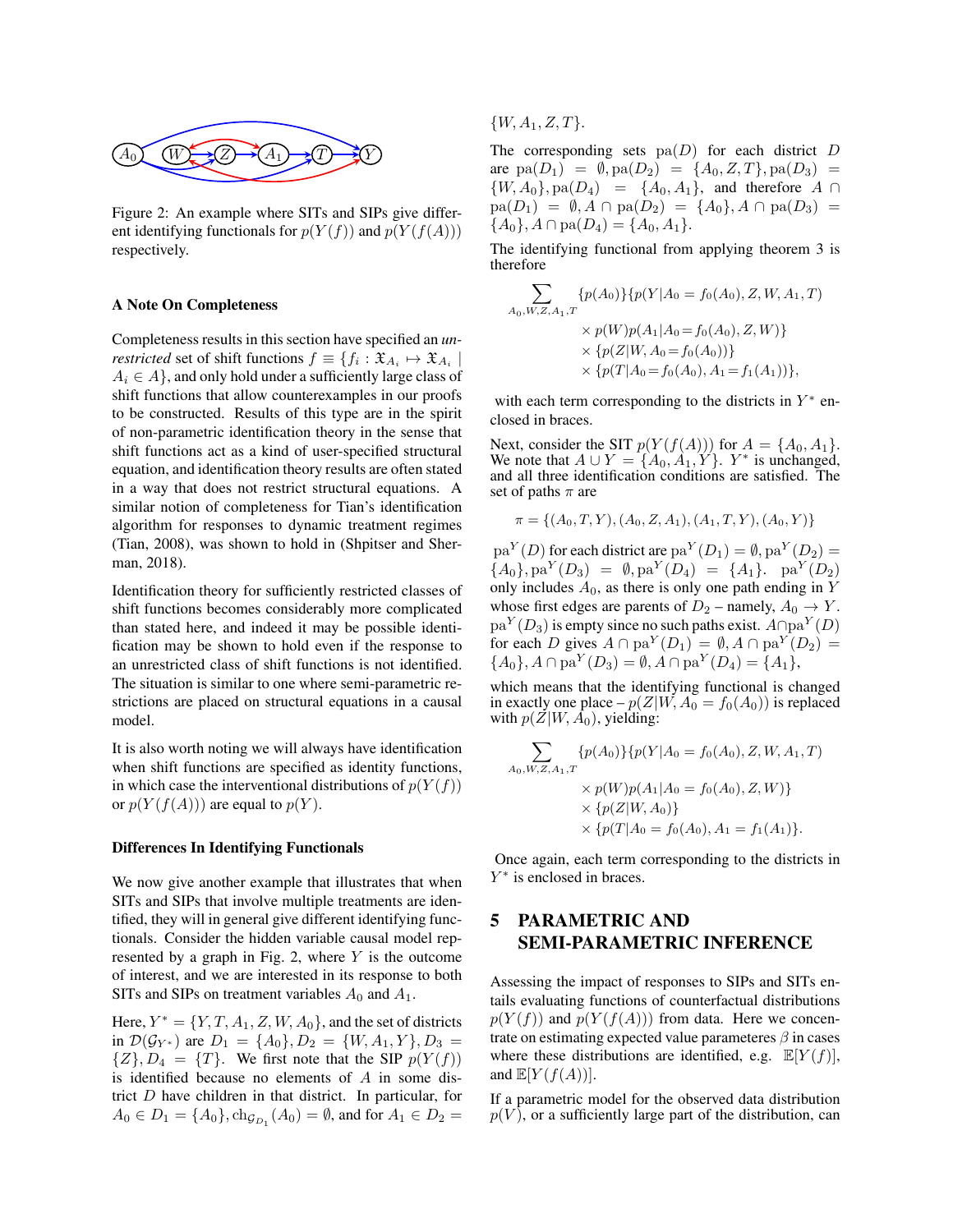Figure 2: An example where SITs and SIPs give different identifying functionals for $p(Y(f))$ and $p(Y(f(A)))$ respectively.

### A Note On Completeness

Completeness results in this section have specified an *unrestricted* set of shift functions $f \equiv \{f_i : \mathfrak{X}_{A_i} \mapsto \mathfrak{X}_{A_i} \mid A_i \in A\}$, and only hold under a sufficiently large class of shift functions that allow counterexamples in our proofs to be constructed. Results of this type are in the spirit of non-parametric identification theory in the sense that shift functions act as a kind of user-specified structural equation, and identification theory results are often stated in a way that does not restrict structural equations. A similar notion of completeness for Tian's identification algorithm for responses to dynamic treatment regimes (Tian, 2008), was shown to hold in (Shpitser and Sherman, 2018).

Identification theory for sufficiently restricted classes of shift functions becomes considerably more complicated than stated here, and indeed it may be possible identification may be shown to hold even if the response to an unrestricted class of shift functions is not identified. The situation is similar to one where semi-parametric restrictions are placed on structural equations in a causal model.

It is also worth noting we will always have identification when shift functions are specified as identity functions, in which case the interventional distributions of $p(Y(f))$ or $p(Y(f(A)))$ are equal to $p(Y)$.

### Differences In Identifying Functionals

We now give another example that illustrates that when SITs and SIPs that involve multiple treatments are identified, they will in general give different identifying functionals. Consider the hidden variable causal model represented by a graph in Fig. 2, where $Y$ is the outcome of interest, and we are interested in its response to both SITs and SIPs on treatment variables $A_0$ and $A_1$.

Here, $Y^* = \{Y, T, A_1, Z, W, A_0\}$, and the set of districts in $\mathcal{D}(\mathcal{G}_{Y^*})$ are $D_1 = \{A_0\}, D_2 = \{W, A_1, Y\}, D_3 = \{Z\}, D_4 = \{T\}$. We first note that the SIP $p(Y(f))$ is identified because no elements of $A$ in some district $D$ have children in that district. In particular, for $A_0 \in D_1 = \{A_0\}, \text{ch}_{\mathcal{G}_{D_1}}(A_0) = \emptyset$, and for $A_1 \in D_2 = \{W, A_1, Z, T\}$.

The corresponding sets $\text{pa}(D)$ for each district $D$ are $\text{pa}(D_1) = \emptyset, \text{pa}(D_2) = \{A_0, Z, T\}, \text{pa}(D_3) = \{W, A_0\}, \text{pa}(D_4) = \{A_0, A_1\}$, and therefore $A \cap \text{pa}(D_1) = \emptyset, A \cap \text{pa}(D_2) = \{A_0\}, A \cap \text{pa}(D_3) = \{A_0\}, A \cap \text{pa}(D_4) = \{A_0, A_1\}$.

The identifying functional from applying theorem 3 is therefore

$$
\begin{aligned}
\sum_{A_0, W, Z, A_1, T} & \{p(A_0)\}\{p(Y|A_0 = f_0(A_0), Z, W, A_1, T) \\
& \times p(W)p(A_1|A_0 = f_0(A_0), Z, W)\} \\
& \times \{p(Z|W, A_0 = f_0(A_0))\} \\
& \times \{p(T|A_0 = f_0(A_0), A_1 = f_1(A_1))\},
\end{aligned}
$$

with each term corresponding to the districts in $Y^*$ enclosed in braces.

Next, consider the SIT $p(Y(f(A)))$ for $A = \{A_0, A_1\}$. We note that $A \cup Y = \{A_0, A_1, Y\}$. $Y^*$ is unchanged, and all three identification conditions are satisfied. The set of paths $\pi$ are

$$
\pi = \{(A_0, T, Y), (A_0, Z, A_1), (A_1, T, Y), (A_0, Y)\}
$$

$\text{pa}^Y(D)$ for each district are $\text{pa}^Y(D_1) = \emptyset, \text{pa}^Y(D_2) = \{A_0\}, \text{pa}^Y(D_3) = \emptyset, \text{pa}^Y(D_4) = \{A_1\}$. $\text{pa}^Y(D_2)$ only includes $A_0$, as there is only one path ending in $Y$ whose first edges are parents of $D_2$ – namely, $A_0 \to Y$. $\text{pa}^Y(D_3)$ is empty since no such paths exist. $A \cap \text{pa}^Y(D)$ for each $D$ gives $A \cap \text{pa}^Y(D_1) = \emptyset, A \cap \text{pa}^Y(D_2) = \{A_0\}, A \cap \text{pa}^Y(D_3) = \emptyset, A \cap \text{pa}^Y(D_4) = \{A_1\}$,

which means that the identifying functional is changed in exactly one place – $p(Z|W, A_0 = f_0(A_0))$ is replaced with $p(Z|W, A_0)$, yielding:

$$
\begin{aligned}
\sum_{A_0, W, Z, A_1, T} & \{p(A_0)\}\{p(Y|A_0 = f_0(A_0), Z, W, A_1, T) \\
& \times p(W)p(A_1|A_0 = f_0(A_0), Z, W)\} \\
& \times \{p(Z|W, A_0)\} \\
& \times \{p(T|A_0 = f_0(A_0), A_1 = f_1(A_1)\}.
\end{aligned}
$$

Once again, each term corresponding to the districts in $Y^*$ is enclosed in braces.

## 5 PARAMETRIC AND SEMI-PARAMETRIC INFERENCE

Assessing the impact of responses to SIPs and SITs entails evaluating functions of counterfactual distributions $p(Y(f))$ and $p(Y(f(A)))$ from data. Here we concentrate on estimating expected value parameters $\beta$ in cases where these distributions are identified, e.g. $\mathbb{E}[Y(f)]$, and $\mathbb{E}[Y(f(A))]$.

If a parametric model for the observed data distribution $p(V)$, or a sufficiently large part of the distribution, can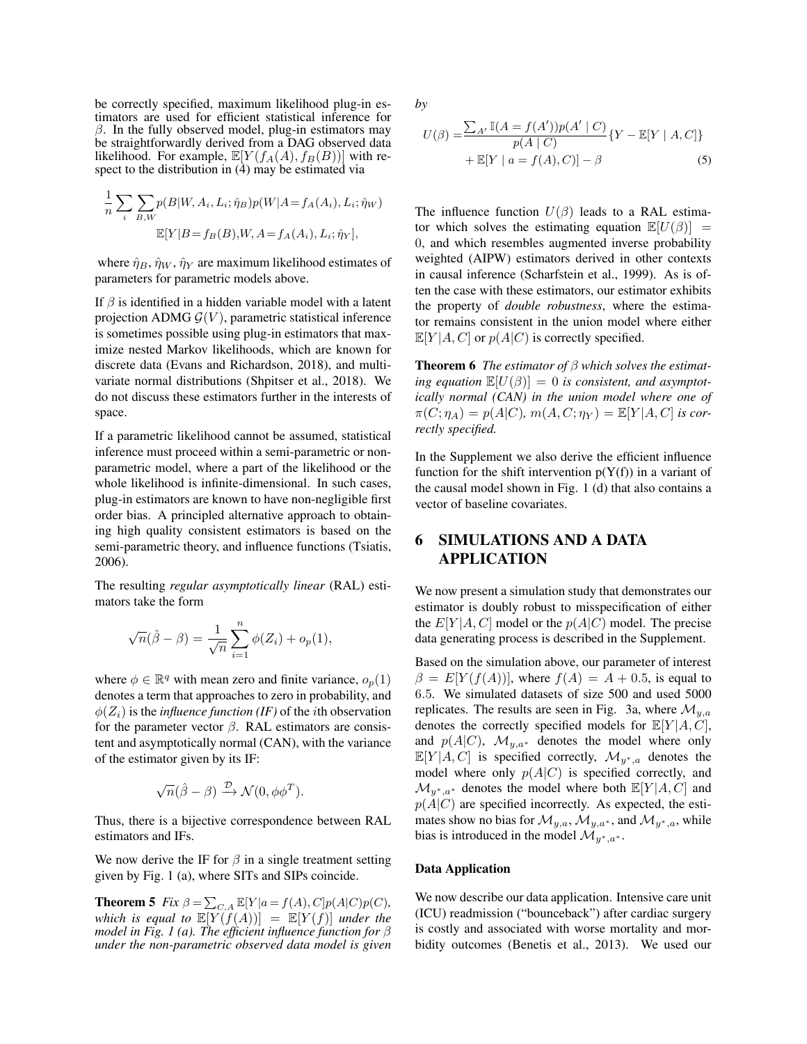be correctly specified, maximum likelihood plug-in estimators are used for efficient statistical inference for $\beta$. In the fully observed model, plug-in estimators may be straightforwardly derived from a DAG observed data likelihood. For example, $\mathbb{E}[Y(f_A(A), f_B(B))]$ with respect to the distribution in (4) may be estimated via

$$\frac{1}{n}\sum_i \sum_{B,W} p(B|W, A_i, L_i; \hat{\eta}_B) p(W|A{=}f_A(A_i), L_i; \hat{\eta}_W)$$
$$\mathbb{E}[Y|B{=}f_B(B), W, A{=}f_A(A_i), L_i; \hat{\eta}_Y],$$

where $\hat{\eta}_B$, $\hat{\eta}_W$, $\hat{\eta}_Y$ are maximum likelihood estimates of parameters for parametric models above.

If $\beta$ is identified in a hidden variable model with a latent projection ADMG $\mathcal{G}(V)$, parametric statistical inference is sometimes possible using plug-in estimators that maximize nested Markov likelihoods, which are known for discrete data (Evans and Richardson, 2018), and multivariate normal distributions (Shpitser et al., 2018). We do not discuss these estimators further in the interests of space.

If a parametric likelihood cannot be assumed, statistical inference must proceed within a semi-parametric or non-parametric model, where a part of the likelihood or the whole likelihood is infinite-dimensional. In such cases, plug-in estimators are known to have non-negligible first order bias. A principled alternative approach to obtaining high quality consistent estimators is based on the semi-parametric theory, and influence functions (Tsiatis, 2006).

The resulting *regular asymptotically linear* (RAL) estimators take the form

$$\sqrt{n}(\hat{\beta} - \beta) = \frac{1}{\sqrt{n}}\sum_{i=1}^{n} \phi(Z_i) + o_p(1),$$

where $\phi \in \mathbb{R}^q$ with mean zero and finite variance, $o_p(1)$ denotes a term that approaches to zero in probability, and $\phi(Z_i)$ is the *influence function (IF)* of the $i$th observation for the parameter vector $\beta$. RAL estimators are consistent and asymptotically normal (CAN), with the variance of the estimator given by its IF:

$$\sqrt{n}(\hat{\beta} - \beta) \xrightarrow{\mathcal{D}} \mathcal{N}(0, \phi\phi^T).$$

Thus, there is a bijective correspondence between RAL estimators and IFs.

We now derive the IF for $\beta$ in a single treatment setting given by Fig. 1 (a), where SITs and SIPs coincide.

**Theorem 5** *Fix $\beta = \sum_{C,A} \mathbb{E}[Y|a = f(A), C]p(A|C)p(C)$, which is equal to $\mathbb{E}[Y(f(A))] = \mathbb{E}[Y(f)]$ under the model in Fig. 1 (a). The efficient influence function for $\beta$ under the non-parametric observed data model is given by*

$$U(\beta) = \frac{\sum_{A'} \mathbb{I}(A = f(A'))p(A' \mid C)}{p(A \mid C)}\{Y - \mathbb{E}[Y \mid A, C]\}$$
$$+ \mathbb{E}[Y \mid a = f(A), C] - \beta \qquad (5)$$

The influence function $U(\beta)$ leads to a RAL estimator which solves the estimating equation $\mathbb{E}[U(\beta)] = 0$, and which resembles augmented inverse probability weighted (AIPW) estimators derived in other contexts in causal inference (Scharfstein et al., 1999). As is often the case with these estimators, our estimator exhibits the property of *double robustness*, where the estimator remains consistent in the union model where either $\mathbb{E}[Y|A, C]$ or $p(A|C)$ is correctly specified.

**Theorem 6** *The estimator of $\beta$ which solves the estimating equation $\mathbb{E}[U(\beta)] = 0$ is consistent, and asymptotically normal (CAN) in the union model where one of $\pi(C; \eta_A) = p(A|C)$, $m(A, C; \eta_Y) = \mathbb{E}[Y|A, C]$ is correctly specified.*

In the Supplement we also derive the efficient influence function for the shift intervention p(Y(f)) in a variant of the causal model shown in Fig. 1 (d) that also contains a vector of baseline covariates.

# 6 SIMULATIONS AND A DATA APPLICATION

We now present a simulation study that demonstrates our estimator is doubly robust to misspecification of either the $E[Y|A, C]$ model or the $p(A|C)$ model. The precise data generating process is described in the Supplement.

Based on the simulation above, our parameter of interest $\beta = E[Y(f(A))]$, where $f(A) = A + 0.5$, is equal to 6.5. We simulated datasets of size 500 and used 5000 replicates. The results are seen in Fig. 3a, where $\mathcal{M}_{y,a}$ denotes the correctly specified models for $\mathbb{E}[Y|A, C]$, and $p(A|C)$, $\mathcal{M}_{y,a^*}$ denotes the model where only $\mathbb{E}[Y|A, C]$ is specified correctly, $\mathcal{M}_{y^*,a}$ denotes the model where only $p(A|C)$ is specified correctly, and $\mathcal{M}_{y^*,a^*}$ denotes the model where both $\mathbb{E}[Y|A, C]$ and $p(A|C)$ are specified incorrectly. As expected, the estimates show no bias for $\mathcal{M}_{y,a}$, $\mathcal{M}_{y,a^*}$, and $\mathcal{M}_{y^*,a}$, while bias is introduced in the model $\mathcal{M}_{y^*,a^*}$.

### Data Application

We now describe our data application. Intensive care unit (ICU) readmission ("bounceback") after cardiac surgery is costly and associated with worse mortality and morbidity outcomes (Benetis et al., 2013). We used our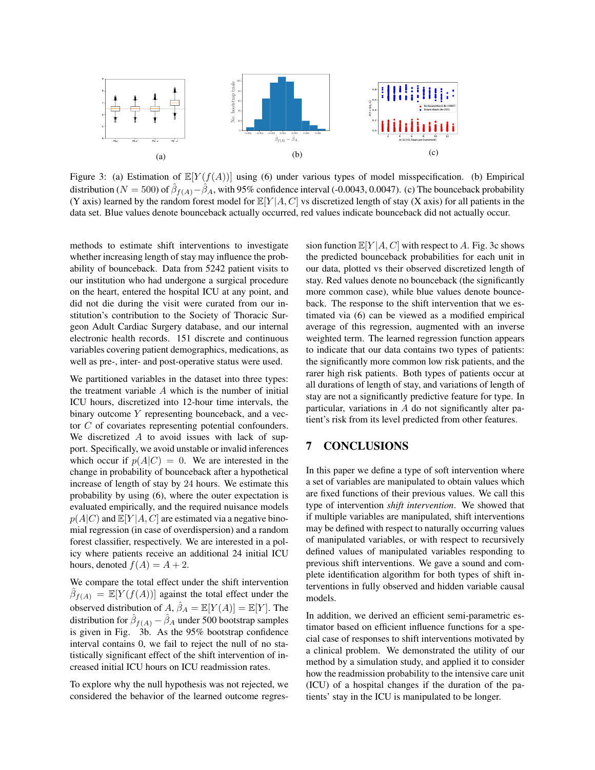Figure 3: (a) Estimation of $\mathbb{E}[Y(f(A))]$ using (6) under various types of model misspecification. (b) Empirical distribution ($N = 500$) of $\hat{\beta}_{f(A)} - \hat{\beta}_A$, with 95% confidence interval (-0.0043, 0.0047). (c) The bounceback probability (Y axis) learned by the random forest model for $\mathbb{E}[Y|A, C]$ vs discretized length of stay (X axis) for all patients in the data set. Blue values denote bounceback actually occurred, red values indicate bounceback did not actually occur.

methods to estimate shift interventions to investigate whether increasing length of stay may influence the probability of bounceback. Data from 5242 patient visits to our institution who had undergone a surgical procedure on the heart, entered the hospital ICU at any point, and did not die during the visit were curated from our institution's contribution to the Society of Thoracic Surgeon Adult Cardiac Surgery database, and our internal electronic health records. 151 discrete and continuous variables covering patient demographics, medications, as well as pre-, inter- and post-operative status were used.

We partitioned variables in the dataset into three types: the treatment variable $A$ which is the number of initial ICU hours, discretized into 12-hour time intervals, the binary outcome $Y$ representing bounceback, and a vector $C$ of covariates representing potential confounders. We discretized $A$ to avoid issues with lack of support. Specifically, we avoid unstable or invalid inferences which occur if $p(A|C) = 0$. We are interested in the change in probability of bounceback after a hypothetical increase of length of stay by 24 hours. We estimate this probability by using (6), where the outer expectation is evaluated empirically, and the required nuisance models $p(A|C)$ and $\mathbb{E}[Y|A, C]$ are estimated via a negative binomial regression (in case of overdispersion) and a random forest classifier, respectively. We are interested in a policy where patients receive an additional 24 initial ICU hours, denoted $f(A) = A + 2$.

We compare the total effect under the shift intervention $\hat{\beta}_{f(A)} = \mathbb{E}[Y(f(A))]$ against the total effect under the observed distribution of $A$, $\hat{\beta}_A = \mathbb{E}[Y(A)] = \mathbb{E}[Y]$. The distribution for $\hat{\beta}_{f(A)} - \hat{\beta}_A$ under 500 bootstrap samples is given in Fig. 3b. As the 95% bootstrap confidence interval contains 0, we fail to reject the null of no statistically significant effect of the shift intervention of increased initial ICU hours on ICU readmission rates.

To explore why the null hypothesis was not rejected, we considered the behavior of the learned outcome regression function $\mathbb{E}[Y|A, C]$ with respect to $A$. Fig. 3c shows the predicted bounceback probabilities for each unit in our data, plotted vs their observed discretized length of stay. Red values denote no bounceback (the significantly more common case), while blue values denote bounceback. The response to the shift intervention that we estimated via (6) can be viewed as a modified empirical average of this regression, augmented with an inverse weighted term. The learned regression function appears to indicate that our data contains two types of patients: the significantly more common low risk patients, and the rarer high risk patients. Both types of patients occur at all durations of length of stay, and variations of length of stay are not a significantly predictive feature for type. In particular, variations in $A$ do not significantly alter patient's risk from its level predicted from other features.

## 7 CONCLUSIONS

In this paper we define a type of soft intervention where a set of variables are manipulated to obtain values which are fixed functions of their previous values. We call this type of intervention *shift intervention*. We showed that if multiple variables are manipulated, shift interventions may be defined with respect to naturally occurring values of manipulated variables, or with respect to recursively defined values of manipulated variables responding to previous shift interventions. We gave a sound and complete identification algorithm for both types of shift interventions in fully observed and hidden variable causal models.

In addition, we derived an efficient semi-parametric estimator based on efficient influence functions for a special case of responses to shift interventions motivated by a clinical problem. We demonstrated the utility of our method by a simulation study, and applied it to consider how the readmission probability to the intensive care unit (ICU) of a hospital changes if the duration of the patients' stay in the ICU is manipulated to be longer.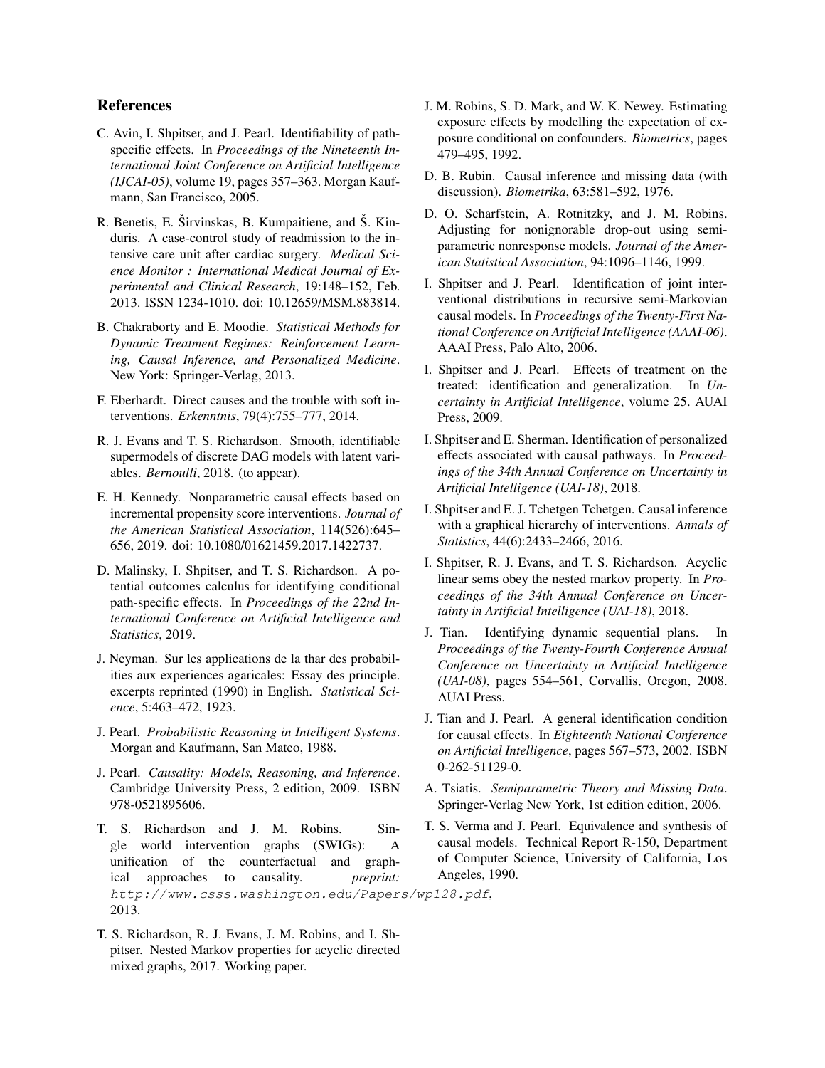## References

C. Avin, I. Shpitser, and J. Pearl. Identifiability of path-specific effects. In *Proceedings of the Nineteenth International Joint Conference on Artificial Intelligence (IJCAI-05)*, volume 19, pages 357–363. Morgan Kaufmann, San Francisco, 2005.

R. Benetis, E. Širvinskas, B. Kumpaitiene, and Š. Kinduris. A case-control study of readmission to the intensive care unit after cardiac surgery. *Medical Science Monitor : International Medical Journal of Experimental and Clinical Research*, 19:148–152, Feb. 2013. ISSN 1234-1010. doi: 10.12659/MSM.883814.

B. Chakraborty and E. Moodie. *Statistical Methods for Dynamic Treatment Regimes: Reinforcement Learning, Causal Inference, and Personalized Medicine*. New York: Springer-Verlag, 2013.

F. Eberhardt. Direct causes and the trouble with soft interventions. *Erkenntnis*, 79(4):755–777, 2014.

R. J. Evans and T. S. Richardson. Smooth, identifiable supermodels of discrete DAG models with latent variables. *Bernoulli*, 2018. (to appear).

E. H. Kennedy. Nonparametric causal effects based on incremental propensity score interventions. *Journal of the American Statistical Association*, 114(526):645–656, 2019. doi: 10.1080/01621459.2017.1422737.

D. Malinsky, I. Shpitser, and T. S. Richardson. A potential outcomes calculus for identifying conditional path-specific effects. In *Proceedings of the 22nd International Conference on Artificial Intelligence and Statistics*, 2019.

J. Neyman. Sur les applications de la thar des probabilities aux experiences agaricales: Essay des principle. excerpts reprinted (1990) in English. *Statistical Science*, 5:463–472, 1923.

J. Pearl. *Probabilistic Reasoning in Intelligent Systems*. Morgan and Kaufmann, San Mateo, 1988.

J. Pearl. *Causality: Models, Reasoning, and Inference*. Cambridge University Press, 2 edition, 2009. ISBN 978-0521895606.

T. S. Richardson and J. M. Robins. Single world intervention graphs (SWIGs): A unification of the counterfactual and graphical approaches to causality. *preprint:* `http://www.csss.washington.edu/Papers/wp128.pdf`, 2013.

T. S. Richardson, R. J. Evans, J. M. Robins, and I. Shpitser. Nested Markov properties for acyclic directed mixed graphs, 2017. Working paper.

J. M. Robins, S. D. Mark, and W. K. Newey. Estimating exposure effects by modelling the expectation of exposure conditional on confounders. *Biometrics*, pages 479–495, 1992.

D. B. Rubin. Causal inference and missing data (with discussion). *Biometrika*, 63:581–592, 1976.

D. O. Scharfstein, A. Rotnitzky, and J. M. Robins. Adjusting for nonignorable drop-out using semiparametric nonresponse models. *Journal of the American Statistical Association*, 94:1096–1146, 1999.

I. Shpitser and J. Pearl. Identification of joint interventional distributions in recursive semi-Markovian causal models. In *Proceedings of the Twenty-First National Conference on Artificial Intelligence (AAAI-06)*. AAAI Press, Palo Alto, 2006.

I. Shpitser and J. Pearl. Effects of treatment on the treated: identification and generalization. In *Uncertainty in Artificial Intelligence*, volume 25. AUAI Press, 2009.

I. Shpitser and E. Sherman. Identification of personalized effects associated with causal pathways. In *Proceedings of the 34th Annual Conference on Uncertainty in Artificial Intelligence (UAI-18)*, 2018.

I. Shpitser and E. J. Tchetgen Tchetgen. Causal inference with a graphical hierarchy of interventions. *Annals of Statistics*, 44(6):2433–2466, 2016.

I. Shpitser, R. J. Evans, and T. S. Richardson. Acyclic linear sems obey the nested markov property. In *Proceedings of the 34th Annual Conference on Uncertainty in Artificial Intelligence (UAI-18)*, 2018.

J. Tian. Identifying dynamic sequential plans. In *Proceedings of the Twenty-Fourth Conference Annual Conference on Uncertainty in Artificial Intelligence (UAI-08)*, pages 554–561, Corvallis, Oregon, 2008. AUAI Press.

J. Tian and J. Pearl. A general identification condition for causal effects. In *Eighteenth National Conference on Artificial Intelligence*, pages 567–573, 2002. ISBN 0-262-51129-0.

A. Tsiatis. *Semiparametric Theory and Missing Data*. Springer-Verlag New York, 1st edition edition, 2006.

T. S. Verma and J. Pearl. Equivalence and synthesis of causal models. Technical Report R-150, Department of Computer Science, University of California, Los Angeles, 1990.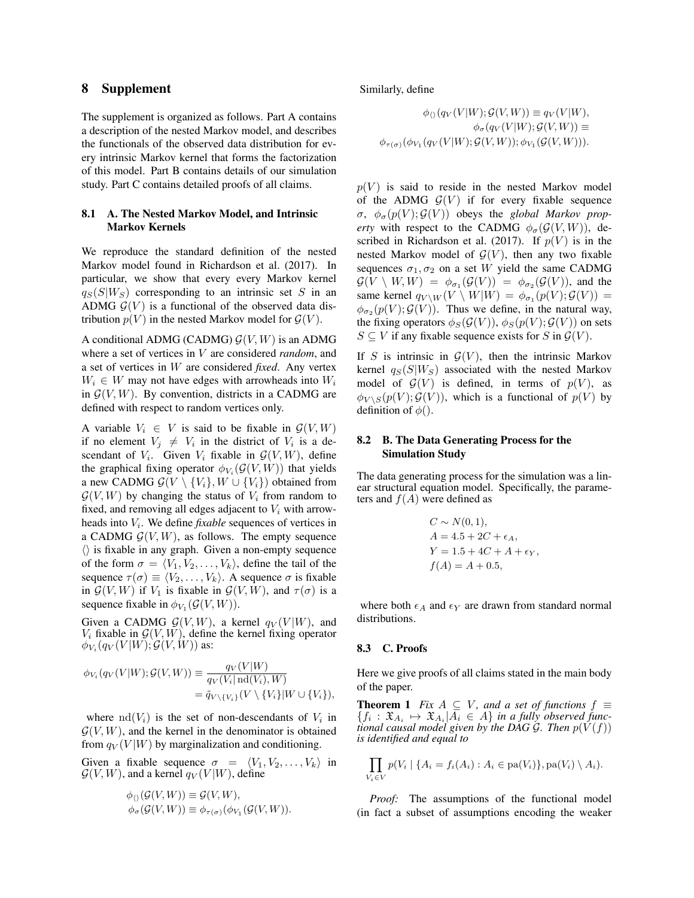## 8 Supplement

The supplement is organized as follows. Part A contains a description of the nested Markov model, and describes the functionals of the observed data distribution for every intrinsic Markov kernel that forms the factorization of this model. Part B contains details of our simulation study. Part C contains detailed proofs of all claims.

### 8.1 A. The Nested Markov Model, and Intrinsic Markov Kernels

We reproduce the standard definition of the nested Markov model found in Richardson et al. (2017). In particular, we show that every every Markov kernel $q_S(S|W_S)$ corresponding to an intrinsic set $S$ in an ADMG $\mathcal{G}(V)$ is a functional of the observed data distribution $p(V)$ in the nested Markov model for $\mathcal{G}(V)$.

A conditional ADMG (CADMG) $\mathcal{G}(V, W)$ is an ADMG where a set of vertices in $V$ are considered *random*, and a set of vertices in $W$ are considered *fixed*. Any vertex $W_i \in W$ may not have edges with arrowheads into $W_i$ in $\mathcal{G}(V, W)$. By convention, districts in a CADMG are defined with respect to random vertices only.

A variable $V_i \in V$ is said to be fixable in $\mathcal{G}(V, W)$ if no element $V_j \neq V_i$ in the district of $V_i$ is a descendant of $V_i$. Given $V_i$ fixable in $\mathcal{G}(V, W)$, define the graphical fixing operator $\phi_{V_i}(\mathcal{G}(V, W))$ that yields a new CADMG $\mathcal{G}(V \setminus \{V_i\}, W \cup \{V_i\})$ obtained from $\mathcal{G}(V, W)$ by changing the status of $V_i$ from random to fixed, and removing all edges adjacent to $V_i$ with arrowheads into $V_i$. We define *fixable* sequences of vertices in a CADMG $\mathcal{G}(V, W)$, as follows. The empty sequence $\langle\rangle$ is fixable in any graph. Given a non-empty sequence of the form $\sigma = \langle V_1, V_2, \ldots, V_k \rangle$, define the tail of the sequence $\tau(\sigma) \equiv \langle V_2, \ldots, V_k \rangle$. A sequence $\sigma$ is fixable in $\mathcal{G}(V, W)$ if $V_1$ is fixable in $\mathcal{G}(V, W)$, and $\tau(\sigma)$ is a sequence fixable in $\phi_{V_1}(\mathcal{G}(V, W))$.

Given a CADMG $\mathcal{G}(V, W)$, a kernel $q_V(V|W)$, and $V_i$ fixable in $\mathcal{G}(V, W)$, define the kernel fixing operator $\phi_{V_i}(q_V(V|W); \mathcal{G}(V, W))$ as:

$$
\begin{aligned}
\phi_{V_i}(q_V(V|W); \mathcal{G}(V, W)) &\equiv \frac{q_V(V|W)}{q_V(V_i|\,\mathrm{nd}(V_i), W)} \\
&= \tilde{q}_{V \setminus \{V_i\}}(V \setminus \{V_i\}|W \cup \{V_i\}),
\end{aligned}
$$

where $\mathrm{nd}(V_i)$ is the set of non-descendants of $V_i$ in $\mathcal{G}(V, W)$, and the kernel in the denominator is obtained from $q_V(V|W)$ by marginalization and conditioning.

Given a fixable sequence $\sigma = \langle V_1, V_2, \ldots, V_k \rangle$ in $\mathcal{G}(V, W)$, and a kernel $q_V(V|W)$, define

$$
\begin{aligned}
\phi_{\langle\rangle}(\mathcal{G}(V, W)) &\equiv \mathcal{G}(V, W), \\
\phi_{\sigma}(\mathcal{G}(V, W)) &\equiv \phi_{\tau(\sigma)}(\phi_{V_1}(\mathcal{G}(V, W))).
\end{aligned}
$$

Similarly, define

$$
\begin{aligned}
\phi_{\langle\rangle}(q_V(V|W); \mathcal{G}(V, W)) &\equiv q_V(V|W), \\
\phi_{\sigma}(q_V(V|W); \mathcal{G}(V, W)) &\equiv \\
\phi_{\tau(\sigma)}(\phi_{V_1}(q_V(V|W); \mathcal{G}(V, W)); &\phi_{V_1}(\mathcal{G}(V, W))).
\end{aligned}
$$

$p(V)$ is said to reside in the nested Markov model of the ADMG $\mathcal{G}(V)$ if for every fixable sequence $\sigma$, $\phi_{\sigma}(p(V); \mathcal{G}(V))$ obeys the *global Markov property* with respect to the CADMG $\phi_{\sigma}(\mathcal{G}(V, W))$, described in Richardson et al. (2017). If $p(V)$ is in the nested Markov model of $\mathcal{G}(V)$, then any two fixable sequences $\sigma_1, \sigma_2$ on a set $W$ yield the same CADMG $\mathcal{G}(V \setminus W, W) = \phi_{\sigma_1}(\mathcal{G}(V)) = \phi_{\sigma_2}(\mathcal{G}(V))$, and the same kernel $q_{V \setminus W}(V \setminus W|W) = \phi_{\sigma_1}(p(V); \mathcal{G}(V)) = \phi_{\sigma_2}(p(V); \mathcal{G}(V))$. Thus we define, in the natural way, the fixing operators $\phi_S(\mathcal{G}(V))$, $\phi_S(p(V); \mathcal{G}(V))$ on sets $S \subseteq V$ if any fixable sequence exists for $S$ in $\mathcal{G}(V)$.

If $S$ is intrinsic in $\mathcal{G}(V)$, then the intrinsic Markov kernel $q_S(S|W_S)$ associated with the nested Markov model of $\mathcal{G}(V)$ is defined, in terms of $p(V)$, as $\phi_{V \setminus S}(p(V); \mathcal{G}(V))$, which is a functional of $p(V)$ by definition of $\phi()$.

### 8.2 B. The Data Generating Process for the Simulation Study

The data generating process for the simulation was a linear structural equation model. Specifically, the parameters and $f(A)$ were defined as

$$
\begin{aligned}
C &\sim N(0, 1), \\
A &= 4.5 + 2C + \epsilon_A, \\
Y &= 1.5 + 4C + A + \epsilon_Y, \\
f(A) &= A + 0.5,
\end{aligned}
$$

where both $\epsilon_A$ and $\epsilon_Y$ are drawn from standard normal distributions.

### 8.3 C. Proofs

Here we give proofs of all claims stated in the main body of the paper.

**Theorem 1** *Fix $A \subseteq V$, and a set of functions $f \equiv \{f_i : \mathfrak{X}_{A_i} \mapsto \mathfrak{X}_{A_i} | A_i \in A\}$ in a fully observed functional causal model given by the DAG $\mathcal{G}$. Then $p(V(f))$ is identified and equal to*

$$
\prod_{V_i \in V} p(V_i \mid \{A_i = f_i(A_i) : A_i \in \mathrm{pa}(V_i)\}, \mathrm{pa}(V_i) \setminus A_i).
$$

*Proof:* The assumptions of the functional model (in fact a subset of assumptions encoding the weaker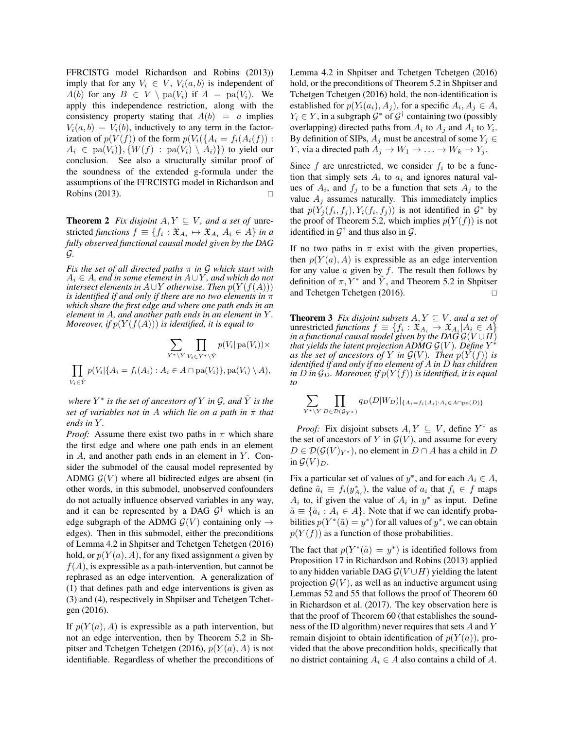FFRCISTG model Richardson and Robins (2013)) imply that for any $V_i \in V$, $V_i(a, b)$ is independent of $A(b)$ for any $B \in V \setminus \text{pa}(V_i)$ if $A = \text{pa}(V_i)$. We apply this independence restriction, along with the consistency property stating that $A(b) = a$ implies $V_i(a, b) = V_i(b)$, inductively to any term in the factorization of $p(V(f))$ of the form $p(V_i(\{A_i = f_i(A_i(f)) : A_i \in \text{pa}(V_i)\}, \{W(f) : \text{pa}(V_i) \setminus A_i\})$ to yield our conclusion. See also a structurally similar proof of the soundness of the extended g-formula under the assumptions of the FFRCISTG model in Richardson and Robins (2013). □

**Theorem 2** *Fix disjoint $A, Y \subseteq V$, and a set of* unrestricted *functions $f \equiv \{f_i : \mathfrak{X}_{A_i} \mapsto \mathfrak{X}_{A_i} | A_i \in A\}$ in a fully observed functional causal model given by the DAG $\mathcal{G}$.*

*Fix the set of all directed paths $\pi$ in $\mathcal{G}$ which start with $A_i \in A$, end in some element in $A \cup Y$, and which do not intersect elements in $A \cup Y$ otherwise. Then $p(Y(f(A)))$ is identified if and only if there are no two elements in $\pi$ which share the first edge and where one path ends in an element in $A$, and another path ends in an element in $Y$. Moreover, if $p(Y(f(A)))$ is identified, it is equal to*

$$\sum_{Y^* \setminus Y} \prod_{V_i \in Y^* \setminus \tilde{Y}} p(V_i | \text{pa}(V_i)) \times$$

$$\prod_{V_i \in \tilde{Y}} p(V_i | \{A_i = f_i(A_i) : A_i \in A \cap \text{pa}(V_i)\}, \text{pa}(V_i) \setminus A),$$

*where $Y^*$ is the set of ancestors of $Y$ in $\mathcal{G}$, and $\tilde{Y}$ is the set of variables not in $A$ which lie on a path in $\pi$ that ends in $Y$.*

*Proof:* Assume there exist two paths in $\pi$ which share the first edge and where one path ends in an element in $A$, and another path ends in an element in $Y$. Consider the submodel of the causal model represented by ADMG $\mathcal{G}(V)$ where all bidirected edges are absent (in other words, in this submodel, unobserved confounders do not actually influence observed variables in any way, and it can be represented by a DAG $\mathcal{G}^\dagger$ which is an edge subgraph of the ADMG $\mathcal{G}(V)$ containing only $\rightarrow$ edges). Then in this submodel, either the preconditions of Lemma 4.2 in Shpitser and Tchetgen Tchetgen (2016) hold, or $p(Y(a), A)$, for any fixed assignment $a$ given by $f(A)$, is expressible as a path-intervention, but cannot be rephrased as an edge intervention. A generalization of (1) that defines path and edge interventions is given as (3) and (4), respectively in Shpitser and Tchetgen Tchetgen (2016).

If $p(Y(a), A)$ is expressible as a path intervention, but not an edge intervention, then by Theorem 5.2 in Shpitser and Tchetgen Tchetgen (2016), $p(Y(a), A)$ is not identifiable. Regardless of whether the preconditions of Lemma 4.2 in Shpitser and Tchetgen Tchetgen (2016) hold, or the preconditions of Theorem 5.2 in Shpitser and Tchetgen Tchetgen (2016) hold, the non-identification is established for $p(Y_i(a_i), A_j)$, for a specific $A_i, A_j \in A$, $Y_i \in Y$, in a subgraph $\mathcal{G}^*$ of $\mathcal{G}^\dagger$ containing two (possibly overlapping) directed paths from $A_i$ to $A_j$ and $A_i$ to $Y_i$. By definition of SIPs, $A_j$ must be ancestral of some $Y_j \in Y$, via a directed path $A_j \rightarrow W_1 \rightarrow \ldots \rightarrow W_k \rightarrow Y_j$.

Since $f$ are unrestricted, we consider $f_i$ to be a function that simply sets $A_i$ to $a_i$ and ignores natural values of $A_i$, and $f_j$ to be a function that sets $A_j$ to the value $A_j$ assumes naturally. This immediately implies that $p(Y_j(f_i, f_j), Y_i(f_i, f_j))$ is not identified in $\mathcal{G}^*$ by the proof of Theorem 5.2, which implies $p(Y(f))$ is not identified in $\mathcal{G}^\dagger$ and thus also in $\mathcal{G}$.

If no two paths in $\pi$ exist with the given properties, then $p(Y(a), A)$ is expressible as an edge intervention for any value $a$ given by $f$. The result then follows by definition of $\pi, Y^*$ and $\tilde{Y}$, and Theorem 5.2 in Shpitser and Tchetgen Tchetgen (2016). □

**Theorem 3** *Fix disjoint subsets $A, Y \subseteq V$, and a set of* unrestricted *functions $f \equiv \{f_i : \mathfrak{X}_{A_i} \mapsto \mathfrak{X}_{A_i} | A_i \in A\}$ in a functional causal model given by the DAG $\mathcal{G}(V \cup H)$ that yields the latent projection ADMG $\mathcal{G}(V)$. Define $Y^*$ as the set of ancestors of $Y$ in $\mathcal{G}(V)$. Then $p(Y(f))$ is identified if and only if no element of $A$ in $D$ has children in $D$ in $\mathcal{G}_D$. Moreover, if $p(Y(f))$ is identified, it is equal to*

$$\sum_{Y^* \setminus Y} \prod_{D \in \mathcal{D}(\mathcal{G}_{Y^*})} q_D(D|W_D)|_{\{A_i = f_i(A_i) : A_i \in A \cap \text{pa}(D)\}}$$

*Proof:* Fix disjoint subsets $A, Y \subseteq V$, define $Y^*$ as the set of ancestors of $Y$ in $\mathcal{G}(V)$, and assume for every $D \in \mathcal{D}(\mathcal{G}(V)_{Y^*})$, no element in $D \cap A$ has a child in $D$ in $\mathcal{G}(V)_D$.

Fix a particular set of values of $y^*$, and for each $A_i \in A$, define $\tilde{a}_i \equiv f_i(y^*_{A_i})$, the value of $a_i$ that $f_i \in f$ maps $A_i$ to, if given the value of $A_i$ in $y^*$ as input. Define $\tilde{a} \equiv \{\tilde{a}_i : A_i \in A\}$. Note that if we can identify probabilities $p(Y^*(\tilde{a}) = y^*)$ for all values of $y^*$, we can obtain $p(Y(f))$ as a function of those probabilities.

The fact that $p(Y^*(\tilde{a}) = y^*)$ is identified follows from Proposition 17 in Richardson and Robins (2013) applied to any hidden variable DAG $\mathcal{G}(V \cup H)$ yielding the latent projection $\mathcal{G}(V)$, as well as an inductive argument using Lemmas 52 and 55 that follows the proof of Theorem 60 in Richardson et al. (2017). The key observation here is that the proof of Theorem 60 (that establishes the soundness of the ID algorithm) never requires that sets $A$ and $Y$ remain disjoint to obtain identification of $p(Y(a))$, provided that the above precondition holds, specifically that no district containing $A_i \in A$ also contains a child of $A$.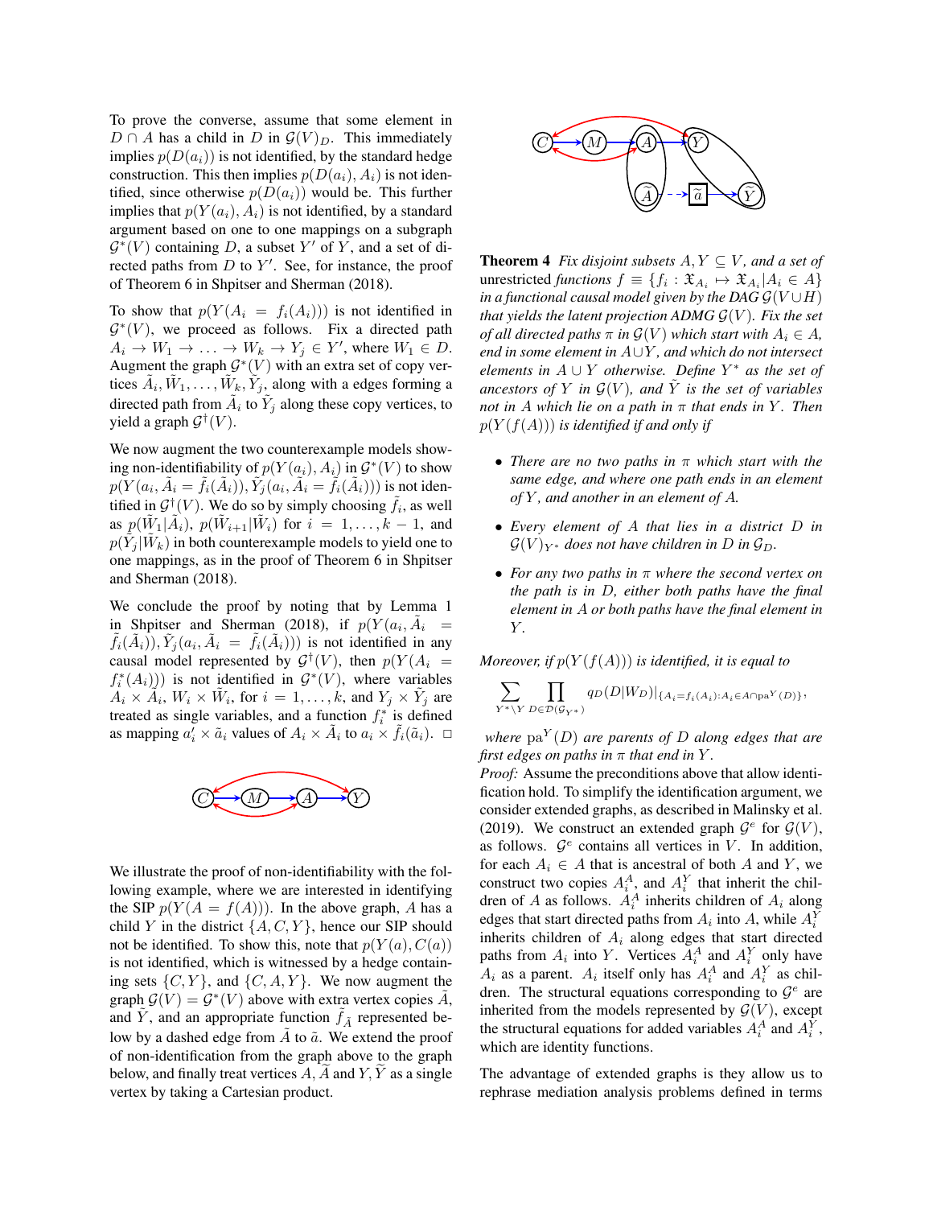To prove the converse, assume that some element in $D \cap A$ has a child in $D$ in $\mathcal{G}(V)_D$. This immediately implies $p(D(a_i))$ is not identified, by the standard hedge construction. This then implies $p(D(a_i), A_i)$ is not identified, since otherwise $p(D(a_i))$ would be. This further implies that $p(Y(a_i), A_i)$ is not identified, by a standard argument based on one to one mappings on a subgraph $\mathcal{G}^*(V)$ containing $D$, a subset $Y'$ of $Y$, and a set of directed paths from $D$ to $Y'$. See, for instance, the proof of Theorem 6 in Shpitser and Sherman (2018).

To show that $p(Y(A_i = f_i(A_i)))$ is not identified in $\mathcal{G}^*(V)$, we proceed as follows. Fix a directed path $A_i \to W_1 \to \ldots \to W_k \to Y_j \in Y'$, where $W_1 \in D$. Augment the graph $\mathcal{G}^*(V)$ with an extra set of copy vertices $\tilde{A}_i, \tilde{W}_1, \ldots, \tilde{W}_k, \tilde{Y}_j$, along with a edges forming a directed path from $\tilde{A}_i$ to $\tilde{Y}_j$ along these copy vertices, to yield a graph $\mathcal{G}^\dagger(V)$.

We now augment the two counterexample models showing non-identifiability of $p(Y(a_i), A_i)$ in $\mathcal{G}^*(V)$ to show $p(Y(a_i, \tilde{A}_i = \tilde{f}_i(\tilde{A}_i)), \tilde{Y}_j(a_i, \tilde{A}_i = \tilde{f}_i(\tilde{A}_i)))$ is not identified in $\mathcal{G}^\dagger(V)$. We do so by simply choosing $\tilde{f}_i$, as well as $p(\tilde{W}_1|\tilde{A}_i)$, $p(\tilde{W}_{i+1}|\tilde{W}_i)$ for $i = 1, \ldots, k-1$, and $p(\tilde{Y}_j|\tilde{W}_k)$ in both counterexample models to yield one to one mappings, as in the proof of Theorem 6 in Shpitser and Sherman (2018).

We conclude the proof by noting that by Lemma 1 in Shpitser and Sherman (2018), if $p(Y(a_i, \tilde{A}_i = \tilde{f}_i(\tilde{A}_i)), \tilde{Y}_j(a_i, \tilde{A}_i = \tilde{f}_i(\tilde{A}_i)))$ is not identified in any causal model represented by $\mathcal{G}^\dagger(V)$, then $p(Y(A_i = f_i^*(A_i)))$ is not identified in $\mathcal{G}^*(V)$, where variables $A_i \times \tilde{A}_i$, $W_i \times \tilde{W}_i$, for $i = 1, \ldots, k$, and $Y_j \times \tilde{Y}_j$ are treated as single variables, and a function $f_i^*$ is defined as mapping $a_i' \times \tilde{a}_i$ values of $A_i \times \tilde{A}_i$ to $a_i \times \tilde{f}_i(\tilde{a}_i)$. $\square$

We illustrate the proof of non-identifiability with the following example, where we are interested in identifying the SIP $p(Y(A = f(A)))$. In the above graph, $A$ has a child $Y$ in the district $\{A, C, Y\}$, hence our SIP should not be identified. To show this, note that $p(Y(a), C(a))$ is not identified, which is witnessed by a hedge containing sets $\{C, Y\}$, and $\{C, A, Y\}$. We now augment the graph $\mathcal{G}(V) = \mathcal{G}^*(V)$ above with extra vertex copies $\tilde{A}$, and $\tilde{Y}$, and an appropriate function $\tilde{f}_{\tilde{A}}$ represented below by a dashed edge from $\tilde{A}$ to $\tilde{a}$. We extend the proof of non-identification from the graph above to the graph below, and finally treat vertices $A, \tilde{A}$ and $Y, \tilde{Y}$ as a single vertex by taking a Cartesian product.

**Theorem 4** *Fix disjoint subsets $A, Y \subseteq V$, and a set of* unrestricted *functions $f \equiv \{f_i : \mathfrak{X}_{A_i} \mapsto \mathfrak{X}_{A_i} | A_i \in A\}$ in a functional causal model given by the DAG $\mathcal{G}(V \cup H)$ that yields the latent projection ADMG $\mathcal{G}(V)$. Fix the set of all directed paths $\pi$ in $\mathcal{G}(V)$ which start with $A_i \in A$, end in some element in $A \cup Y$, and which do not intersect elements in $A \cup Y$ otherwise. Define $Y^*$ as the set of ancestors of $Y$ in $\mathcal{G}(V)$, and $\tilde{Y}$ is the set of variables not in $A$ which lie on a path in $\pi$ that ends in $Y$. Then $p(Y(f(A)))$ is identified if and only if*

- *There are no two paths in $\pi$ which start with the same edge, and where one path ends in an element of $Y$, and another in an element of $A$.*
- *Every element of $A$ that lies in a district $D$ in $\mathcal{G}(V)_{Y^*}$ does not have children in $D$ in $\mathcal{G}_D$.*
- *For any two paths in $\pi$ where the second vertex on the path is in $D$, either both paths have the final element in $A$ or both paths have the final element in $Y$.*

*Moreover, if $p(Y(f(A)))$ is identified, it is equal to*

$$\sum_{Y^* \setminus Y} \prod_{D \in \mathcal{D}(\mathcal{G}_{Y^*})} q_D(D|W_D)|_{\{A_i = f_i(A_i) : A_i \in A \cap \text{pa}^Y(D)\}},$$

*where $\text{pa}^Y(D)$ are parents of $D$ along edges that are first edges on paths in $\pi$ that end in $Y$.*

*Proof:* Assume the preconditions above that allow identification hold. To simplify the identification argument, we consider extended graphs, as described in Malinsky et al. (2019). We construct an extended graph $\mathcal{G}^e$ for $\mathcal{G}(V)$, as follows. $\mathcal{G}^e$ contains all vertices in $V$. In addition, for each $A_i \in A$ that is ancestral of both $A$ and $Y$, we construct two copies $A_i^A$, and $A_i^Y$ that inherit the children of $A$ as follows. $A_i^A$ inherits children of $A_i$ along edges that start directed paths from $A_i$ into $A$, while $A_i^Y$ inherits children of $A_i$ along edges that start directed paths from $A_i$ into $Y$. Vertices $A_i^A$ and $A_i^Y$ only have $A_i$ as a parent. $A_i$ itself only has $A_i^A$ and $A_i^Y$ as children. The structural equations corresponding to $\mathcal{G}^e$ are inherited from the models represented by $\mathcal{G}(V)$, except the structural equations for added variables $A_i^A$ and $A_i^Y$, which are identity functions.

The advantage of extended graphs is they allow us to rephrase mediation analysis problems defined in terms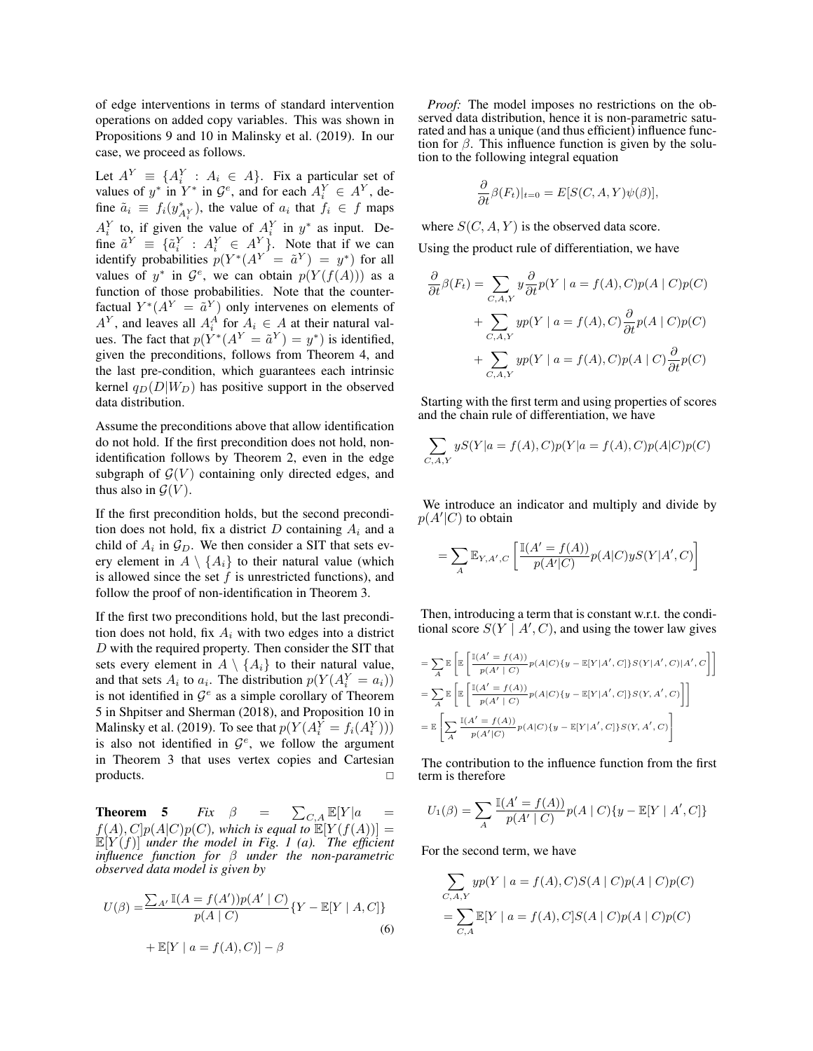of edge interventions in terms of standard intervention operations on added copy variables. This was shown in Propositions 9 and 10 in Malinsky et al. (2019). In our case, we proceed as follows.

Let $A^Y \equiv \{A_i^Y : A_i \in A\}$. Fix a particular set of values of $y^*$ in $Y^*$ in $\mathcal{G}^e$, and for each $A_i^Y \in A^Y$, define $\tilde{a}_i \equiv f_i(y^*_{A_i^Y})$, the value of $a_i$ that $f_i \in f$ maps $A_i^Y$ to, if given the value of $A_i^Y$ in $y^*$ as input. Define $\tilde{a}^Y \equiv \{\tilde{a}_i^Y : A_i^Y \in A^Y\}$. Note that if we can identify probabilities $p(Y^*(A^Y = \tilde{a}^Y) = y^*)$ for all values of $y^*$ in $\mathcal{G}^e$, we can obtain $p(Y(f(A)))$ as a function of those probabilities. Note that the counterfactual $Y^*(A^Y = \tilde{a}^Y)$ only intervenes on elements of $A^Y$, and leaves all $A_i^A$ for $A_i \in A$ at their natural values. The fact that $p(Y^*(A^Y = \tilde{a}^Y) = y^*)$ is identified, given the preconditions, follows from Theorem 4, and the last pre-condition, which guarantees each intrinsic kernel $q_D(D|W_D)$ has positive support in the observed data distribution.

Assume the preconditions above that allow identification do not hold. If the first precondition does not hold, non-identification follows by Theorem 2, even in the edge subgraph of $\mathcal{G}(V)$ containing only directed edges, and thus also in $\mathcal{G}(V)$.

If the first precondition holds, but the second precondition does not hold, fix a district $D$ containing $A_i$ and a child of $A_i$ in $\mathcal{G}_D$. We then consider a SIT that sets every element in $A \setminus \{A_i\}$ to their natural value (which is allowed since the set $f$ is unrestricted functions), and follow the proof of non-identification in Theorem 3.

If the first two preconditions hold, but the last precondition does not hold, fix $A_i$ with two edges into a district $D$ with the required property. Then consider the SIT that sets every element in $A \setminus \{A_i\}$ to their natural value, and that sets $A_i$ to $a_i$. The distribution $p(Y(A_i^Y = a_i))$ is not identified in $\mathcal{G}^e$ as a simple corollary of Theorem 5 in Shpitser and Sherman (2018), and Proposition 10 in Malinsky et al. (2019). To see that $p(Y(A_i^Y = f_i(A_i^Y)))$ is also not identified in $\mathcal{G}^e$, we follow the argument in Theorem 3 that uses vertex copies and Cartesian products. □

**Theorem 5** *Fix* $\beta = \sum_{C,A} \mathbb{E}[Y|a = f(A), C]p(A|C)p(C)$*, which is equal to* $\mathbb{E}[Y(f(A))] = \mathbb{E}[Y(f)]$ *under the model in Fig. 1 (a). The efficient influence function for* $\beta$ *under the non-parametric observed data model is given by*

$$U(\beta) = \frac{\sum_{A'} \mathbb{I}(A = f(A'))p(A' \mid C)}{p(A \mid C)}\{Y - \mathbb{E}[Y \mid A, C]\} + \mathbb{E}[Y \mid a = f(A), C)] - \beta \tag{6}$$

*Proof:* The model imposes no restrictions on the observed data distribution, hence it is non-parametric saturated and has a unique (and thus efficient) influence function for $\beta$. This influence function is given by the solution to the following integral equation

$$\frac{\partial}{\partial t}\beta(F_t)|_{t=0} = E[S(C, A, Y)\psi(\beta)],$$

where $S(C, A, Y)$ is the observed data score.

Using the product rule of differentiation, we have

$$\begin{aligned}
\frac{\partial}{\partial t}\beta(F_t) = &\sum_{C,A,Y} y\frac{\partial}{\partial t}p(Y \mid a = f(A), C)p(A \mid C)p(C) \\
&+ \sum_{C,A,Y} yp(Y \mid a = f(A), C)\frac{\partial}{\partial t}p(A \mid C)p(C) \\
&+ \sum_{C,A,Y} yp(Y \mid a = f(A), C)p(A \mid C)\frac{\partial}{\partial t}p(C)
\end{aligned}$$

Starting with the first term and using properties of scores and the chain rule of differentiation, we have

$$\sum_{C,A,Y} yS(Y|a = f(A), C)p(Y|a = f(A), C)p(A|C)p(C)$$

We introduce an indicator and multiply and divide by $p(A'|C)$ to obtain

$$= \sum_{A} \mathbb{E}_{Y,A',C}\left[\frac{\mathbb{I}(A' = f(A))}{p(A'|C)}p(A|C)yS(Y|A', C)\right]$$

Then, introducing a term that is constant w.r.t. the conditional score $S(Y \mid A', C)$, and using the tower law gives

$$\begin{aligned}
&= \sum_{A} \mathbb{E}\left[\mathbb{E}\left[\frac{\mathbb{I}(A' = f(A))}{p(A' \mid C)}p(A|C)\{y - \mathbb{E}[Y|A', C]\}S(Y|A', C)|A', C\right]\right] \\
&= \sum_{A} \mathbb{E}\left[\mathbb{E}\left[\frac{\mathbb{I}(A' = f(A))}{p(A' \mid C)}p(A|C)\{y - \mathbb{E}[Y|A', C]\}S(Y, A', C)\right]\right] \\
&= \mathbb{E}\left[\sum_{A} \frac{\mathbb{I}(A' = f(A))}{p(A'|C)}p(A|C)\{y - \mathbb{E}[Y|A', C]\}S(Y, A', C)\right]
\end{aligned}$$

The contribution to the influence function from the first term is therefore

$$U_1(\beta) = \sum_{A} \frac{\mathbb{I}(A' = f(A))}{p(A' \mid C)}p(A \mid C)\{y - \mathbb{E}[Y \mid A', C]\}$$

For the second term, we have

$$\begin{aligned}
&\sum_{C,A,Y} yp(Y \mid a = f(A), C)S(A \mid C)p(A \mid C)p(C) \\
&= \sum_{C,A} \mathbb{E}[Y \mid a = f(A), C]S(A \mid C)p(A \mid C)p(C)
\end{aligned}$$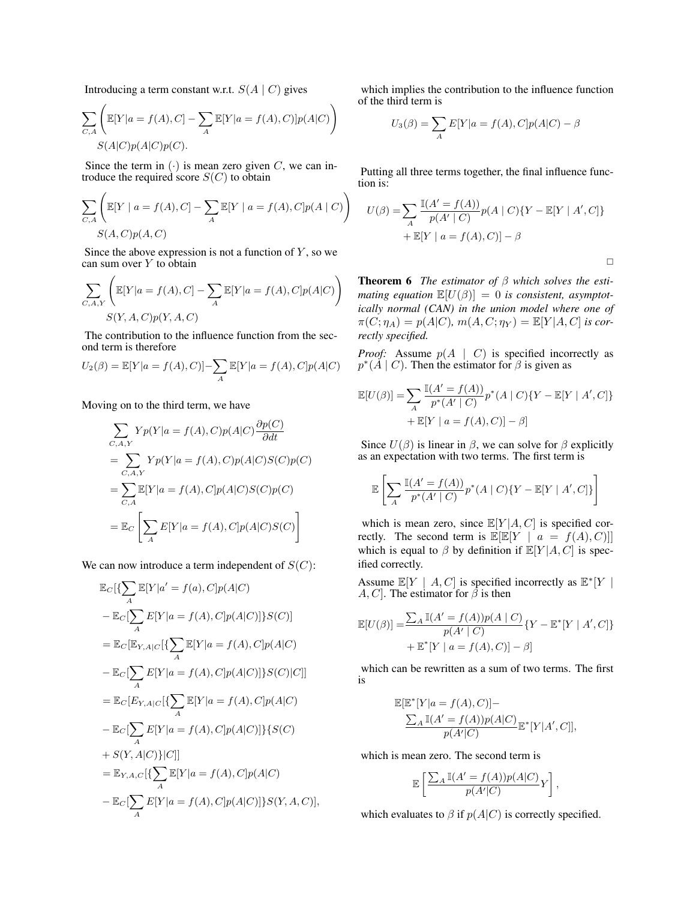Introducing a term constant w.r.t. $S(A \mid C)$ gives

$$\sum_{C,A} \left( \mathbb{E}[Y|a = f(A), C] - \sum_A \mathbb{E}[Y|a = f(A), C)]p(A|C) \right)$$
$$S(A|C)p(A|C)p(C).$$

Since the term in $(\cdot)$ is mean zero given $C$, we can introduce the required score $S(C)$ to obtain

$$\sum_{C,A} \left( \mathbb{E}[Y \mid a = f(A), C] - \sum_A \mathbb{E}[Y \mid a = f(A), C]p(A \mid C) \right)$$
$$S(A,C)p(A,C)$$

Since the above expression is not a function of $Y$, so we can sum over $Y$ to obtain

$$\sum_{C,A,Y} \left( \mathbb{E}[Y|a = f(A), C] - \sum_A \mathbb{E}[Y|a = f(A), C]p(A|C) \right)$$
$$S(Y,A,C)p(Y,A,C)$$

The contribution to the influence function from the second term is therefore

$$U_2(\beta) = \mathbb{E}[Y|a = f(A), C)] - \sum_A \mathbb{E}[Y|a = f(A), C]p(A|C)$$

Moving on to the third term, we have

$$\begin{aligned}
&\sum_{C,A,Y} Y p(Y|a = f(A), C)p(A|C)\frac{\partial p(C)}{\partial dt} \\
&= \sum_{C,A,Y} Y p(Y|a = f(A), C)p(A|C)S(C)p(C) \\
&= \sum_{C,A} \mathbb{E}[Y|a = f(A), C]p(A|C)S(C)p(C) \\
&= \mathbb{E}_C \left[ \sum_A E[Y|a = f(A), C]p(A|C)S(C) \right]
\end{aligned}$$

We can now introduce a term independent of $S(C)$:

$$\begin{aligned}
&\mathbb{E}_C[\{\sum_A \mathbb{E}[Y|a' = f(a), C]p(A|C) \\
&- \mathbb{E}_C[\sum_A E[Y|a = f(A), C]p(A|C)]\}S(C)] \\
&= \mathbb{E}_C[\mathbb{E}_{Y,A|C}[\{\sum_A \mathbb{E}[Y|a = f(A), C]p(A|C) \\
&- \mathbb{E}_C[\sum_A E[Y|a = f(A), C]p(A|C)]\}S(C)|C]] \\
&= \mathbb{E}_C[E_{Y,A|C}[\{\sum_A \mathbb{E}[Y|a = f(A), C]p(A|C) \\
&- \mathbb{E}_C[\sum_A E[Y|a = f(A), C]p(A|C)]\}\{S(C) \\
&+ S(Y,A|C)\}|C]] \\
&= \mathbb{E}_{Y,A,C}[\{\sum_A \mathbb{E}[Y|a = f(A), C]p(A|C) \\
&- \mathbb{E}_C[\sum_A E[Y|a = f(A), C]p(A|C)]\}S(Y,A,C)],
\end{aligned}$$

which implies the contribution to the influence function of the third term is

$$U_3(\beta) = \sum_A E[Y|a = f(A), C]p(A|C) - \beta$$

Putting all three terms together, the final influence function is:

$$\begin{aligned}
U(\beta) = &\sum_A \frac{\mathbb{I}(A' = f(A))}{p(A' \mid C)} p(A \mid C)\{Y - \mathbb{E}[Y \mid A', C]\} \\
&+ \mathbb{E}[Y \mid a = f(A), C)] - \beta
\end{aligned}$$

□

**Theorem 6** *The estimator of $\beta$ which solves the estimating equation $\mathbb{E}[U(\beta)] = 0$ is consistent, asymptotically normal (CAN) in the union model where one of $\pi(C; \eta_A) = p(A|C)$, $m(A, C; \eta_Y) = \mathbb{E}[Y|A, C]$ is correctly specified.*

*Proof:* Assume $p(A \mid C)$ is specified incorrectly as $p^*(A \mid C)$. Then the estimator for $\beta$ is given as

$$\begin{aligned}
\mathbb{E}[U(\beta)] = &\sum_A \frac{\mathbb{I}(A' = f(A))}{p^*(A' \mid C)} p^*(A \mid C)\{Y - \mathbb{E}[Y \mid A', C]\} \\
&+ \mathbb{E}[Y \mid a = f(A), C)] - \beta]
\end{aligned}$$

Since $U(\beta)$ is linear in $\beta$, we can solve for $\beta$ explicitly as an expectation with two terms. The first term is

$$\mathbb{E}\left[ \sum_A \frac{\mathbb{I}(A' = f(A))}{p^*(A' \mid C)} p^*(A \mid C)\{Y - \mathbb{E}[Y \mid A', C]\} \right]$$

which is mean zero, since $\mathbb{E}[Y|A, C]$ is specified correctly. The second term is $\mathbb{E}[\mathbb{E}[Y \mid a = f(A), C)]]$ which is equal to $\beta$ by definition if $\mathbb{E}[Y|A, C]$ is specified correctly.

Assume $\mathbb{E}[Y \mid A, C]$ is specified incorrectly as $\mathbb{E}^*[Y \mid A, C]$. The estimator for $\beta$ is then

$$\begin{aligned}
\mathbb{E}[U(\beta)] = &\frac{\sum_A \mathbb{I}(A' = f(A))p(A \mid C)}{p(A' \mid C)}\{Y - \mathbb{E}^*[Y \mid A', C]\} \\
&+ \mathbb{E}^*[Y \mid a = f(A), C)] - \beta]
\end{aligned}$$

which can be rewritten as a sum of two terms. The first is

$$\begin{aligned}
&\mathbb{E}[\mathbb{E}^*[Y|a = f(A), C)] - \\
&\frac{\sum_A \mathbb{I}(A' = f(A))p(A|C)}{p(A'|C)} \mathbb{E}^*[Y|A', C]],
\end{aligned}$$

which is mean zero. The second term is

$$\mathbb{E}\left[ \frac{\sum_A \mathbb{I}(A' = f(A))p(A|C)}{p(A'|C)} Y \right],$$

which evaluates to $\beta$ if $p(A|C)$ is correctly specified.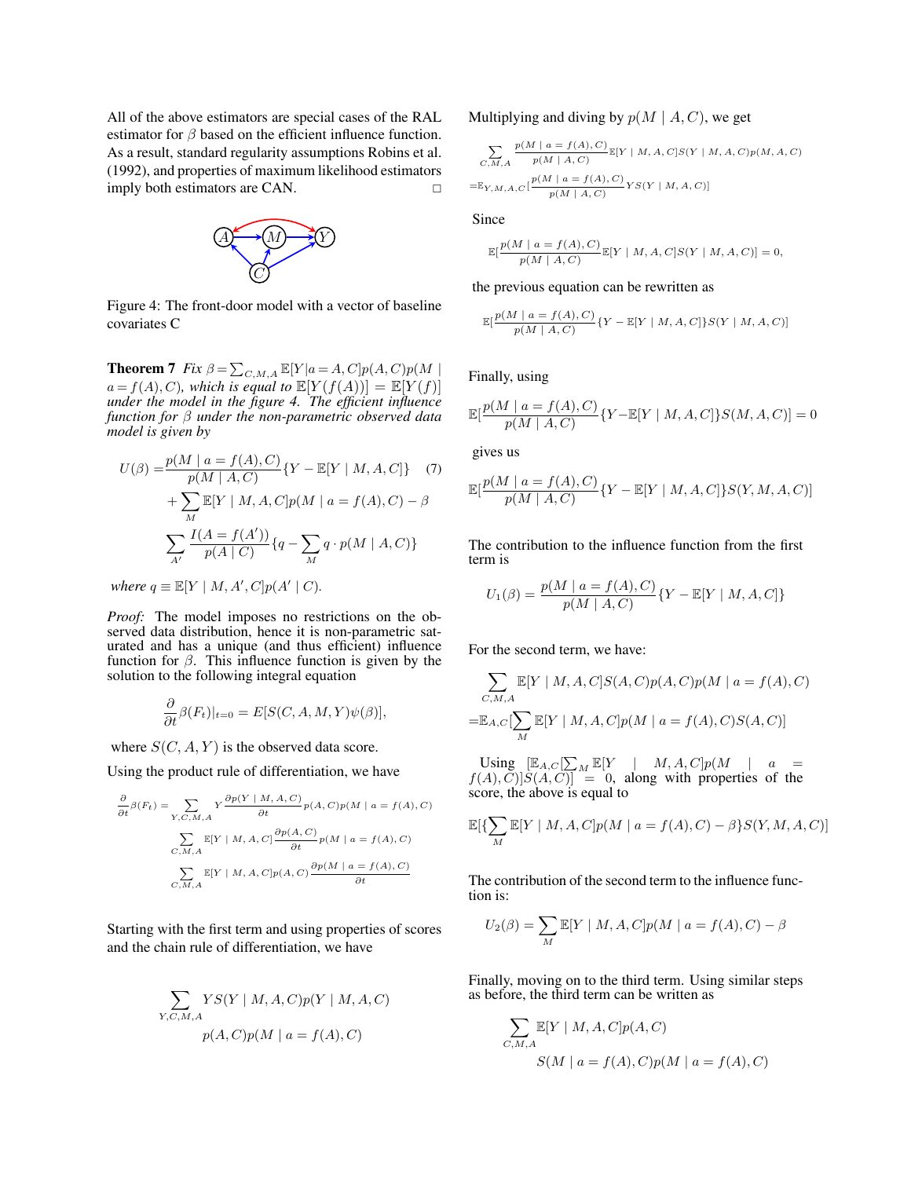All of the above estimators are special cases of the RAL estimator for $\beta$ based on the efficient influence function. As a result, standard regularity assumptions Robins et al. (1992), and properties of maximum likelihood estimators imply both estimators are CAN. $\square$

Figure 4: The front-door model with a vector of baseline covariates C

**Theorem 7** *Fix* $\beta = \sum_{C,M,A} \mathbb{E}[Y|a = A, C]p(A, C)p(M \mid a = f(A), C)$*, which is equal to* $\mathbb{E}[Y(f(A))] = \mathbb{E}[Y(f)]$ *under the model in the figure 4. The efficient influence function for* $\beta$ *under the non-parametric observed data model is given by*

$$U(\beta) = \frac{p(M \mid a = f(A), C)}{p(M \mid A, C)}\{Y - \mathbb{E}[Y \mid M, A, C]\} \quad (7)$$

$$+ \sum_M \mathbb{E}[Y \mid M, A, C]p(M \mid a = f(A), C) - \beta$$

$$\sum_{A'} \frac{I(A = f(A'))}{p(A \mid C)}\{q - \sum_M q \cdot p(M \mid A, C)\}$$

*where* $q \equiv \mathbb{E}[Y \mid M, A', C]p(A' \mid C)$.

*Proof:* The model imposes no restrictions on the observed data distribution, hence it is non-parametric saturated and has a unique (and thus efficient) influence function for $\beta$. This influence function is given by the solution to the following integral equation

$$\frac{\partial}{\partial t}\beta(F_t)|_{t=0} = E[S(C, A, M, Y)\psi(\beta)],$$

where $S(C, A, Y)$ is the observed data score.

Using the product rule of differentiation, we have

$$\frac{\partial}{\partial t}\beta(F_t) = \sum_{Y,C,M,A} Y\frac{\partial p(Y \mid M, A, C)}{\partial t}p(A, C)p(M \mid a = f(A), C)$$

$$\sum_{C,M,A} \mathbb{E}[Y \mid M, A, C]\frac{\partial p(A, C)}{\partial t}p(M \mid a = f(A), C)$$

$$\sum_{C,M,A} \mathbb{E}[Y \mid M, A, C]p(A, C)\frac{\partial p(M \mid a = f(A), C)}{\partial t}$$

Starting with the first term and using properties of scores and the chain rule of differentiation, we have

$$\sum_{Y,C,M,A} YS(Y \mid M, A, C)p(Y \mid M, A, C)$$
$$p(A, C)p(M \mid a = f(A), C)$$

Multiplying and diving by $p(M \mid A, C)$, we get

$$\sum_{C,M,A} \frac{p(M \mid a = f(A), C)}{p(M \mid A, C)}\mathbb{E}[Y \mid M, A, C]S(Y \mid M, A, C)p(M, A, C)$$

$$= \mathbb{E}_{Y,M,A,C}[\frac{p(M \mid a = f(A), C)}{p(M \mid A, C)}YS(Y \mid M, A, C)]$$

Since

$$\mathbb{E}[\frac{p(M \mid a = f(A), C)}{p(M \mid A, C)}\mathbb{E}[Y \mid M, A, C]S(Y \mid M, A, C)] = 0,$$

the previous equation can be rewritten as

$$\mathbb{E}[\frac{p(M \mid a = f(A), C)}{p(M \mid A, C)}\{Y - \mathbb{E}[Y \mid M, A, C]\}S(Y \mid M, A, C)]$$

Finally, using

$$\mathbb{E}[\frac{p(M \mid a = f(A), C)}{p(M \mid A, C)}\{Y - \mathbb{E}[Y \mid M, A, C]\}S(M, A, C)] = 0$$

gives us

$$\mathbb{E}[\frac{p(M \mid a = f(A), C)}{p(M \mid A, C)}\{Y - \mathbb{E}[Y \mid M, A, C]\}S(Y, M, A, C)]$$

The contribution to the influence function from the first term is

$$U_1(\beta) = \frac{p(M \mid a = f(A), C)}{p(M \mid A, C)}\{Y - \mathbb{E}[Y \mid M, A, C]\}$$

For the second term, we have:

$$\sum_{C,M,A} \mathbb{E}[Y \mid M, A, C]S(A, C)p(A, C)p(M \mid a = f(A), C)$$

$$= \mathbb{E}_{A,C}[\sum_M \mathbb{E}[Y \mid M, A, C]p(M \mid a = f(A), C)S(A, C)]$$

Using $[\mathbb{E}_{A,C}[\sum_M \mathbb{E}[Y \mid M, A, C]p(M \mid a = f(A), C)]S(A, C)] = 0$, along with properties of the score, the above is equal to

$$\mathbb{E}[\{\sum_M \mathbb{E}[Y \mid M, A, C]p(M \mid a = f(A), C) - \beta\}S(Y, M, A, C)]$$

The contribution of the second term to the influence function is:

$$U_2(\beta) = \sum_M \mathbb{E}[Y \mid M, A, C]p(M \mid a = f(A), C) - \beta$$

Finally, moving on to the third term. Using similar steps as before, the third term can be written as

$$\sum_{C,M,A} \mathbb{E}[Y \mid M, A, C]p(A, C)$$
$$S(M \mid a = f(A), C)p(M \mid a = f(A), C)$$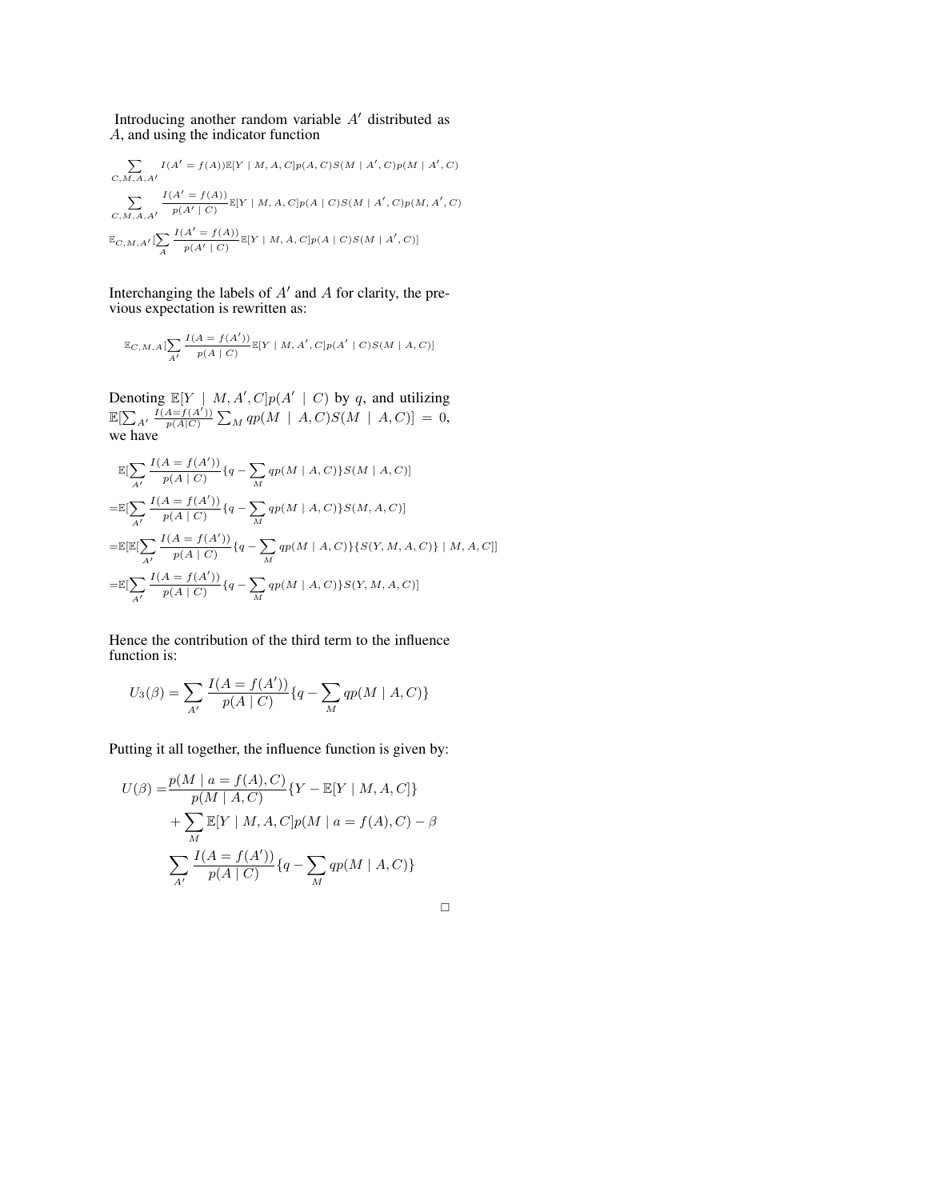Introducing another random variable $A'$ distributed as $A$, and using the indicator function

$$\sum_{C,M,A,A'} I(A' = f(A))\mathbb{E}[Y \mid M, A, C]p(A, C)S(M \mid A', C)p(M \mid A', C)$$

$$\sum_{C,M,A,A'} \frac{I(A' = f(A))}{p(A' \mid C)}\mathbb{E}[Y \mid M, A, C]p(A \mid C)S(M \mid A', C)p(M, A', C)$$

$$\mathbb{E}_{C,M,A'}[\sum_{A} \frac{I(A' = f(A))}{p(A' \mid C)}\mathbb{E}[Y \mid M, A, C]p(A \mid C)S(M \mid A', C)]$$

Interchanging the labels of $A'$ and $A$ for clarity, the previous expectation is rewritten as:

$$\mathbb{E}_{C,M,A}[\sum_{A'} \frac{I(A = f(A'))}{p(A \mid C)}\mathbb{E}[Y \mid M, A', C]p(A' \mid C)S(M \mid A, C)]$$

Denoting $\mathbb{E}[Y \mid M, A', C]p(A' \mid C)$ by $q$, and utilizing $\mathbb{E}[\sum_{A'} \frac{I(A=f(A'))}{p(A|C)} \sum_M qp(M \mid A, C)S(M \mid A, C)] = 0$, we have

$$\begin{aligned}
&\mathbb{E}[\sum_{A'} \frac{I(A = f(A'))}{p(A \mid C)}\{q - \sum_M qp(M \mid A, C)\}S(M \mid A, C)] \\
=&\mathbb{E}[\sum_{A'} \frac{I(A = f(A'))}{p(A \mid C)}\{q - \sum_M qp(M \mid A, C)\}S(M, A, C)] \\
=&\mathbb{E}[\mathbb{E}[\sum_{A'} \frac{I(A = f(A'))}{p(A \mid C)}\{q - \sum_M qp(M \mid A, C)\}\{S(Y, M, A, C)\} \mid M, A, C]] \\
=&\mathbb{E}[\sum_{A'} \frac{I(A = f(A'))}{p(A \mid C)}\{q - \sum_M qp(M \mid A, C)\}S(Y, M, A, C)]
\end{aligned}$$

Hence the contribution of the third term to the influence function is:

$$U_3(\beta) = \sum_{A'} \frac{I(A = f(A'))}{p(A \mid C)}\{q - \sum_M qp(M \mid A, C)\}$$

Putting it all together, the influence function is given by:

$$\begin{aligned}
U(\beta) =& \frac{p(M \mid a = f(A), C)}{p(M \mid A, C)}\{Y - \mathbb{E}[Y \mid M, A, C]\} \\
&+ \sum_M \mathbb{E}[Y \mid M, A, C]p(M \mid a = f(A), C) - \beta \\
&\sum_{A'} \frac{I(A = f(A'))}{p(A \mid C)}\{q - \sum_M qp(M \mid A, C)\}
\end{aligned}$$

□